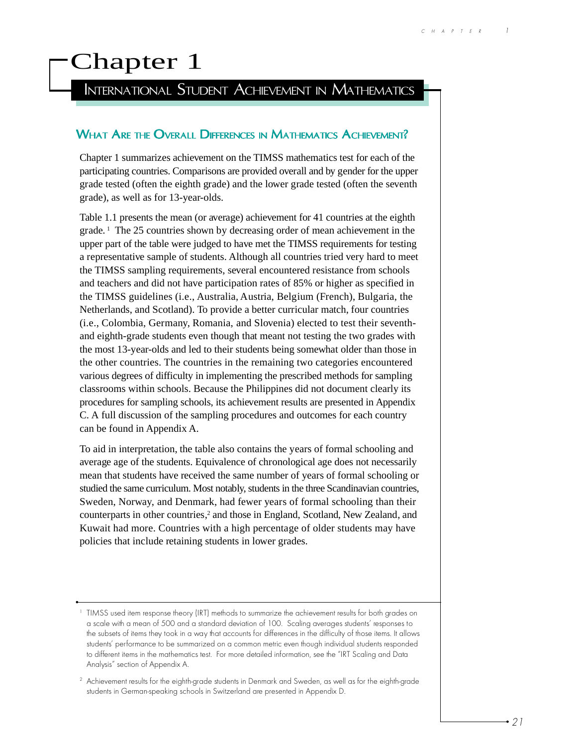# Chapter 1

## International Student Achievement in Mathematics

### What Are the Overall Differences in Mathematics Achievement?

Chapter 1 summarizes achievement on the TIMSS mathematics test for each of the participating countries. Comparisons are provided overall and by gender for the upper grade tested (often the eighth grade) and the lower grade tested (often the seventh grade), as well as for 13-year-olds.

Table 1.1 presents the mean (or average) achievement for 41 countries at the eighth grade.[1] The 25 countries shown by decreasing order of mean achievement in the upper part of the table were judged to have met the TIMSS requirements for testing a representative sample of students. Although all countries tried very hard to meet the TIMSS sampling requirements, several encountered resistance from schools and teachers and did not have participation rates of 85% or higher as specified in the TIMSS guidelines (i.e., Australia, Austria, Belgium (French), Bulgaria, the Netherlands, and Scotland). To provide a better curricular match, four countries (i.e., Colombia, Germany, Romania, and Slovenia) elected to test their seventh- and eighth-grade students even though that meant not testing the two grades with the most 13-year-olds and led to their students being somewhat older than those in the other countries. The countries in the remaining two categories encountered various degrees of difficulty in implementing the prescribed methods for sampling classrooms within schools. Because the Philippines did not document clearly its procedures for sampling schools, its achievement results are presented in Appendix C. A full discussion of the sampling procedures and outcomes for each country can be found in Appendix A.

To aid in interpretation, the table also contains the years of formal schooling and average age of the students. Equivalence of chronological age does not necessarily mean that students have received the same number of years of formal schooling or studied the same curriculum. Most notably, students in the three Scandinavian countries, Sweden, Norway, and Denmark, had fewer years of formal schooling than their counterparts in other countries,[2] and those in England, Scotland, New Zealand, and Kuwait had more. Countries with a high percentage of older students may have policies that include retaining students in lower grades.

---

[1] TIMSS used item response theory (IRT) methods to summarize the achievement results for both grades on a scale with a mean of 500 and a standard deviation of 100. Scaling averages students' responses to the subsets of items they took in a way that accounts for differences in the difficulty of those items. It allows students' performance to be summarized on a common metric even though individual students responded to different items in the mathematics test. For more detailed information, see the "IRT Scaling and Data Analysis" section of Appendix A.

[2] Achievement results for the eighth-grade students in Denmark and Sweden, as well as for the eighth-grade students in German-speaking schools in Switzerland are presented in Appendix D.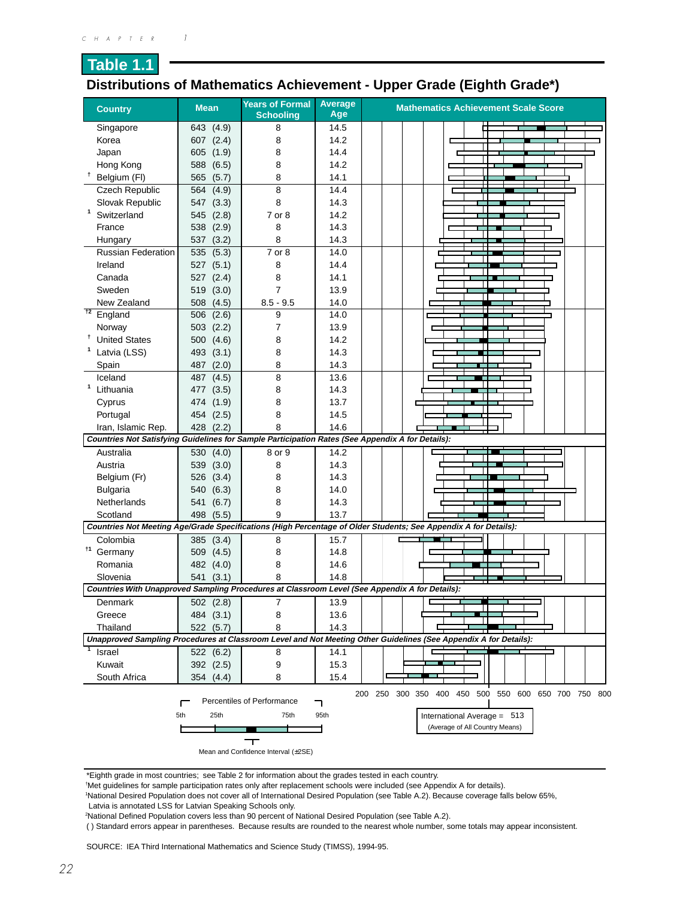# Table 1.1

## Distributions of Mathematics Achievement - Upper Grade (Eighth Grade*)

| Country | Mean | Years of Formal Schooling | Average Age | Mathematics Achievement Scale Score |
|---|---|---|---|---|
| Singapore | 643 (4.9) | 8 | 14.5 | |
| Korea | 607 (2.4) | 8 | 14.2 | |
| Japan | 605 (1.9) | 8 | 14.4 | |
| Hong Kong | 588 (6.5) | 8 | 14.2 | |
| † Belgium (Fl) | 565 (5.7) | 8 | 14.1 | |
| Czech Republic | 564 (4.9) | 8 | 14.4 | |
| Slovak Republic | 547 (3.3) | 8 | 14.3 | |
| 1 Switzerland | 545 (2.8) | 7 or 8 | 14.2 | |
| France | 538 (2.9) | 8 | 14.3 | |
| Hungary | 537 (3.2) | 8 | 14.3 | |
| Russian Federation | 535 (5.3) | 7 or 8 | 14.0 | |
| Ireland | 527 (5.1) | 8 | 14.4 | |
| Canada | 527 (2.4) | 8 | 14.1 | |
| Sweden | 519 (3.0) | 7 | 13.9 | |
| New Zealand | 508 (4.5) | 8.5 - 9.5 | 14.0 | |
| †2 England | 506 (2.6) | 9 | 14.0 | |
| Norway | 503 (2.2) | 7 | 13.9 | |
| † United States | 500 (4.6) | 8 | 14.2 | |
| 1 Latvia (LSS) | 493 (3.1) | 8 | 14.3 | |
| Spain | 487 (2.0) | 8 | 14.3 | |
| Iceland | 487 (4.5) | 8 | 13.6 | |
| 1 Lithuania | 477 (3.5) | 8 | 14.3 | |
| Cyprus | 474 (1.9) | 8 | 13.7 | |
| Portugal | 454 (2.5) | 8 | 14.5 | |
| Iran, Islamic Rep. | 428 (2.2) | 8 | 14.6 | |
| ***Countries Not Satisfying Guidelines for Sample Participation Rates (See Appendix A for Details):*** | | | | |
| Australia | 530 (4.0) | 8 or 9 | 14.2 | |
| Austria | 539 (3.0) | 8 | 14.3 | |
| Belgium (Fr) | 526 (3.4) | 8 | 14.3 | |
| Bulgaria | 540 (6.3) | 8 | 14.0 | |
| Netherlands | 541 (6.7) | 8 | 14.3 | |
| Scotland | 498 (5.5) | 9 | 13.7 | |
| ***Countries Not Meeting Age/Grade Specifications (High Percentage of Older Students; See Appendix A for Details):*** | | | | |
| Colombia | 385 (3.4) | 8 | 15.7 | |
| †1 Germany | 509 (4.5) | 8 | 14.8 | |
| Romania | 482 (4.0) | 8 | 14.6 | |
| Slovenia | 541 (3.1) | 8 | 14.8 | |
| ***Countries With Unapproved Sampling Procedures at Classroom Level (See Appendix A for Details):*** | | | | |
| Denmark | 502 (2.8) | 7 | 13.9 | |
| Greece | 484 (3.1) | 8 | 13.6 | |
| Thailand | 522 (5.7) | 8 | 14.3 | |
| ***Unapproved Sampling Procedures at Classroom Level and Not Meeting Other Guidelines (See Appendix A for Details):*** | | | | |
| 1 Israel | 522 (6.2) | 8 | 14.1 | |
| Kuwait | 392 (2.5) | 9 | 15.3 | |
| South Africa | 354 (4.4) | 8 | 15.4 | |

Scale: 200 250 300 350 400 450 500 550 600 650 700 750 800

Percentiles of Performance: 5th, 25th, 75th, 95th

Mean and Confidence Interval (±2SE)

International Average = 513 (Average of All Country Means)

*Eighth grade in most countries; see Table 2 for information about the grades tested in each country.

†Met guidelines for sample participation rates only after replacement schools were included (see Appendix A for details).

1National Desired Population does not cover all of International Desired Population (see Table A.2). Because coverage falls below 65%, Latvia is annotated LSS for Latvian Speaking Schools only.

2National Defined Population covers less than 90 percent of National Desired Population (see Table A.2).

( ) Standard errors appear in parentheses. Because results are rounded to the nearest whole number, some totals may appear inconsistent.

SOURCE: IEA Third International Mathematics and Science Study (TIMSS), 1994-95.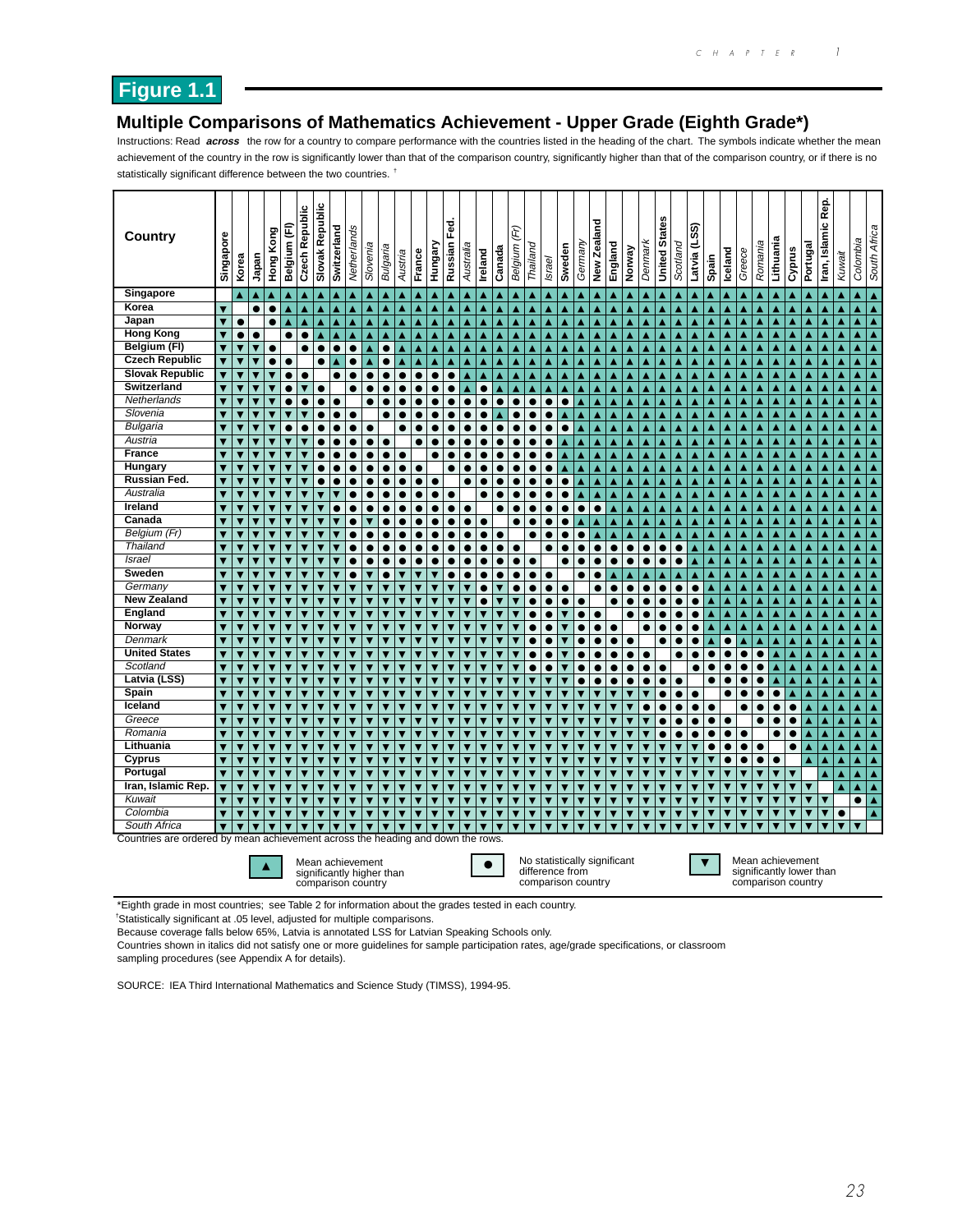## Figure 1.1

## Multiple Comparisons of Mathematics Achievement - Upper Grade (Eighth Grade*)

Instructions: Read ***across*** the row for a country to compare performance with the countries listed in the heading of the chart. The symbols indicate whether the mean achievement of the country in the row is significantly lower than that of the comparison country, significantly higher than that of the comparison country, or if there is no statistically significant difference between the two countries. †

| Country | Singapore | Korea | Japan | Hong Kong | Belgium (Fl) | Czech Republic | Slovak Republic | Switzerland | *Netherlands* | *Slovenia* | *Bulgaria* | *Austria* | France | Hungary | Russian Fed. | *Australia* | Ireland | Canada | *Belgium (Fr)* | *Thailand* | *Israel* | Sweden | *Germany* | New Zealand | England | Norway | *Denmark* | United States | *Scotland* | Latvia (LSS) | Spain | Iceland | *Greece* | *Romania* | Lithuania | Cyprus | Portugal | Iran, Islamic Rep. | *Kuwait* | *Colombia* | *South Africa* |
|---|---|---|---|---|---|---|---|---|---|---|---|---|---|---|---|---|---|---|---|---|---|---|---|---|---|---|---|---|---|---|---|---|---|---|---|---|---|---|---|---|---|
| **Singapore** | | ▲ | ▲ | ▲ | ▲ | ▲ | ▲ | ▲ | ▲ | ▲ | ▲ | ▲ | ▲ | ▲ | ▲ | ▲ | ▲ | ▲ | ▲ | ▲ | ▲ | ▲ | ▲ | ▲ | ▲ | ▲ | ▲ | ▲ | ▲ | ▲ | ▲ | ▲ | ▲ | ▲ | ▲ | ▲ | ▲ | ▲ | ▲ | ▲ | ▲ |
| **Korea** | ▼ | | ● | ● | ▲ | ▲ | ▲ | ▲ | ▲ | ▲ | ▲ | ▲ | ▲ | ▲ | ▲ | ▲ | ▲ | ▲ | ▲ | ▲ | ▲ | ▲ | ▲ | ▲ | ▲ | ▲ | ▲ | ▲ | ▲ | ▲ | ▲ | ▲ | ▲ | ▲ | ▲ | ▲ | ▲ | ▲ | ▲ | ▲ | ▲ |
| **Japan** | ▼ | ● | | ● | ▲ | ▲ | ▲ | ▲ | ▲ | ▲ | ▲ | ▲ | ▲ | ▲ | ▲ | ▲ | ▲ | ▲ | ▲ | ▲ | ▲ | ▲ | ▲ | ▲ | ▲ | ▲ | ▲ | ▲ | ▲ | ▲ | ▲ | ▲ | ▲ | ▲ | ▲ | ▲ | ▲ | ▲ | ▲ | ▲ | ▲ |
| **Hong Kong** | ▼ | ● | ● | | ● | ● | ▲ | ▲ | ▲ | ▲ | ▲ | ▲ | ▲ | ▲ | ▲ | ▲ | ▲ | ▲ | ▲ | ▲ | ▲ | ▲ | ▲ | ▲ | ▲ | ▲ | ▲ | ▲ | ▲ | ▲ | ▲ | ▲ | ▲ | ▲ | ▲ | ▲ | ▲ | ▲ | ▲ | ▲ | ▲ |
| **Belgium (Fl)** | ▼ | ▼ | ▼ | ● | | ● | ● | ● | ● | ▲ | ● | ▲ | ▲ | ▲ | ▲ | ▲ | ▲ | ▲ | ▲ | ▲ | ▲ | ▲ | ▲ | ▲ | ▲ | ▲ | ▲ | ▲ | ▲ | ▲ | ▲ | ▲ | ▲ | ▲ | ▲ | ▲ | ▲ | ▲ | ▲ | ▲ | ▲ |
| **Czech Republic** | ▼ | ▼ | ▼ | ● | ● | | ● | ▲ | ● | ▲ | ● | ▲ | ▲ | ▲ | ▲ | ▲ | ▲ | ▲ | ▲ | ▲ | ▲ | ▲ | ▲ | ▲ | ▲ | ▲ | ▲ | ▲ | ▲ | ▲ | ▲ | ▲ | ▲ | ▲ | ▲ | ▲ | ▲ | ▲ | ▲ | ▲ | ▲ |
| **Slovak Republic** | ▼ | ▼ | ▼ | ▼ | ● | ● | | ● | ● | ● | ● | ● | ● | ● | ● | ▲ | ▲ | ▲ | ▲ | ▲ | ▲ | ▲ | ▲ | ▲ | ▲ | ▲ | ▲ | ▲ | ▲ | ▲ | ▲ | ▲ | ▲ | ▲ | ▲ | ▲ | ▲ | ▲ | ▲ | ▲ | ▲ |
| **Switzerland** | ▼ | ▼ | ▼ | ▼ | ● | ▼ | ● | | ● | ● | ● | ● | ● | ● | ● | ▲ | ● | ▲ | ▲ | ▲ | ▲ | ▲ | ▲ | ▲ | ▲ | ▲ | ▲ | ▲ | ▲ | ▲ | ▲ | ▲ | ▲ | ▲ | ▲ | ▲ | ▲ | ▲ | ▲ | ▲ | ▲ |
| *Netherlands* | ▼ | ▼ | ▼ | ▼ | ● | ● | ● | ● | | ● | ● | ● | ● | ● | ● | ● | ● | ● | ● | ● | ● | ● | ▲ | ▲ | ▲ | ▲ | ▲ | ▲ | ▲ | ▲ | ▲ | ▲ | ▲ | ▲ | ▲ | ▲ | ▲ | ▲ | ▲ | ▲ | ▲ |
| *Slovenia* | ▼ | ▼ | ▼ | ▼ | ▼ | ▼ | ● | ● | ● | | ● | ● | ● | ● | ● | ● | ● | ▲ | ● | ● | ● | ▲ | ▲ | ▲ | ▲ | ▲ | ▲ | ▲ | ▲ | ▲ | ▲ | ▲ | ▲ | ▲ | ▲ | ▲ | ▲ | ▲ | ▲ | ▲ | ▲ |
| *Bulgaria* | ▼ | ▼ | ▼ | ▼ | ● | ● | ● | ● | ● | ● | | ● | ● | ● | ● | ● | ● | ● | ● | ● | ● | ● | ▲ | ▲ | ▲ | ▲ | ▲ | ▲ | ▲ | ▲ | ▲ | ▲ | ▲ | ▲ | ▲ | ▲ | ▲ | ▲ | ▲ | ▲ | ▲ |
| *Austria* | ▼ | ▼ | ▼ | ▼ | ▼ | ▼ | ● | ● | ● | ● | ● | | ● | ● | ● | ● | ● | ● | ● | ● | ● | ▲ | ▲ | ▲ | ▲ | ▲ | ▲ | ▲ | ▲ | ▲ | ▲ | ▲ | ▲ | ▲ | ▲ | ▲ | ▲ | ▲ | ▲ | ▲ | ▲ |
| **France** | ▼ | ▼ | ▼ | ▼ | ▼ | ▼ | ● | ● | ● | ● | ● | ● | | ● | ● | ● | ● | ● | ● | ● | ● | ▲ | ▲ | ▲ | ▲ | ▲ | ▲ | ▲ | ▲ | ▲ | ▲ | ▲ | ▲ | ▲ | ▲ | ▲ | ▲ | ▲ | ▲ | ▲ | ▲ |
| **Hungary** | ▼ | ▼ | ▼ | ▼ | ▼ | ▼ | ● | ● | ● | ● | ● | ● | ● | | ● | ● | ● | ● | ● | ● | ● | ▲ | ▲ | ▲ | ▲ | ▲ | ▲ | ▲ | ▲ | ▲ | ▲ | ▲ | ▲ | ▲ | ▲ | ▲ | ▲ | ▲ | ▲ | ▲ | ▲ |
| **Russian Fed.** | ▼ | ▼ | ▼ | ▼ | ▼ | ▼ | ● | ● | ● | ● | ● | ● | ● | ● | | ● | ● | ● | ● | ● | ● | ● | ▲ | ▲ | ▲ | ▲ | ▲ | ▲ | ▲ | ▲ | ▲ | ▲ | ▲ | ▲ | ▲ | ▲ | ▲ | ▲ | ▲ | ▲ | ▲ |
| *Australia* | ▼ | ▼ | ▼ | ▼ | ▼ | ▼ | ▼ | ▼ | ● | ● | ● | ● | ● | ● | ● | | ● | ● | ● | ● | ● | ● | ▲ | ▲ | ▲ | ▲ | ▲ | ▲ | ▲ | ▲ | ▲ | ▲ | ▲ | ▲ | ▲ | ▲ | ▲ | ▲ | ▲ | ▲ | ▲ |
| **Ireland** | ▼ | ▼ | ▼ | ▼ | ▼ | ▼ | ▼ | ● | ● | ● | ● | ● | ● | ● | ● | ● | | ● | ● | ● | ● | ● | ● | ● | ▲ | ▲ | ▲ | ▲ | ▲ | ▲ | ▲ | ▲ | ▲ | ▲ | ▲ | ▲ | ▲ | ▲ | ▲ | ▲ | ▲ |
| **Canada** | ▼ | ▼ | ▼ | ▼ | ▼ | ▼ | ▼ | ▼ | ● | ▼ | ● | ● | ● | ● | ● | ● | ● | | ● | ● | ● | ● | ▲ | ▲ | ▲ | ▲ | ▲ | ▲ | ▲ | ▲ | ▲ | ▲ | ▲ | ▲ | ▲ | ▲ | ▲ | ▲ | ▲ | ▲ | ▲ |
| *Belgium (Fr)* | ▼ | ▼ | ▼ | ▼ | ▼ | ▼ | ▼ | ▼ | ● | ● | ● | ● | ● | ● | ● | ● | ● | ● | | ● | ● | ● | ● | ● | ▲ | ▲ | ▲ | ▲ | ▲ | ▲ | ▲ | ▲ | ▲ | ▲ | ▲ | ▲ | ▲ | ▲ | ▲ | ▲ | ▲ |
| *Thailand* | ▼ | ▼ | ▼ | ▼ | ▼ | ▼ | ▼ | ▼ | ● | ● | ● | ● | ● | ● | ● | ● | ● | ● | ● | | ● | ● | ● | ● | ● | ● | ● | ● | ● | ▲ | ▲ | ▲ | ▲ | ▲ | ▲ | ▲ | ▲ | ▲ | ▲ | ▲ | ▲ |
| *Israel* | ▼ | ▼ | ▼ | ▼ | ▼ | ▼ | ▼ | ▼ | ● | ● | ● | ● | ● | ● | ● | ● | ● | ● | ● | ● | | ● | ● | ● | ● | ● | ● | ● | ● | ▲ | ▲ | ▲ | ▲ | ▲ | ▲ | ▲ | ▲ | ▲ | ▲ | ▲ | ▲ |
| **Sweden** | ▼ | ▼ | ▼ | ▼ | ▼ | ▼ | ▼ | ▼ | ● | ▼ | ● | ▼ | ▼ | ▼ | ● | ● | ● | ● | ● | ● | ● | | ● | ● | ▲ | ▲ | ▲ | ▲ | ▲ | ▲ | ▲ | ▲ | ▲ | ▲ | ▲ | ▲ | ▲ | ▲ | ▲ | ▲ | ▲ |
| *Germany* | ▼ | ▼ | ▼ | ▼ | ▼ | ▼ | ▼ | ▼ | ▼ | ▼ | ▼ | ▼ | ▼ | ▼ | ▼ | ▼ | ● | ▼ | ● | ● | ● | ● | | ● | ● | ● | ● | ● | ● | ● | ▲ | ▲ | ▲ | ▲ | ▲ | ▲ | ▲ | ▲ | ▲ | ▲ | ▲ |
| **New Zealand** | ▼ | ▼ | ▼ | ▼ | ▼ | ▼ | ▼ | ▼ | ▼ | ▼ | ▼ | ▼ | ▼ | ▼ | ▼ | ▼ | ● | ▼ | ● | ● | ● | ● | ● | | ● | ● | ● | ● | ● | ● | ▲ | ▲ | ▲ | ▲ | ▲ | ▲ | ▲ | ▲ | ▲ | ▲ | ▲ |
| **England** | ▼ | ▼ | ▼ | ▼ | ▼ | ▼ | ▼ | ▼ | ▼ | ▼ | ▼ | ▼ | ▼ | ▼ | ▼ | ▼ | ▼ | ▼ | ▼ | ● | ● | ▼ | ● | ● | | ● | ● | ● | ● | ● | ▲ | ▲ | ▲ | ▲ | ▲ | ▲ | ▲ | ▲ | ▲ | ▲ | ▲ |
| **Norway** | ▼ | ▼ | ▼ | ▼ | ▼ | ▼ | ▼ | ▼ | ▼ | ▼ | ▼ | ▼ | ▼ | ▼ | ▼ | ▼ | ▼ | ▼ | ▼ | ● | ● | ▼ | ● | ● | ● | | ● | ● | ● | ● | ▲ | ▲ | ▲ | ▲ | ▲ | ▲ | ▲ | ▲ | ▲ | ▲ | ▲ |
| *Denmark* | ▼ | ▼ | ▼ | ▼ | ▼ | ▼ | ▼ | ▼ | ▼ | ▼ | ▼ | ▼ | ▼ | ▼ | ▼ | ▼ | ▼ | ▼ | ▼ | ● | ● | ▼ | ● | ● | ● | ● | | ● | ● | ● | ▲ | ● | ▲ | ▲ | ▲ | ▲ | ▲ | ▲ | ▲ | ▲ | ▲ |
| **United States** | ▼ | ▼ | ▼ | ▼ | ▼ | ▼ | ▼ | ▼ | ▼ | ▼ | ▼ | ▼ | ▼ | ▼ | ▼ | ▼ | ▼ | ▼ | ▼ | ● | ● | ▼ | ● | ● | ● | ● | ● | | ● | ● | ● | ● | ● | ● | ▲ | ▲ | ▲ | ▲ | ▲ | ▲ | ▲ |
| *Scotland* | ▼ | ▼ | ▼ | ▼ | ▼ | ▼ | ▼ | ▼ | ▼ | ▼ | ▼ | ▼ | ▼ | ▼ | ▼ | ▼ | ▼ | ▼ | ▼ | ● | ● | ▼ | ● | ● | ● | ● | ● | ● | | ● | ● | ● | ● | ● | ▲ | ▲ | ▲ | ▲ | ▲ | ▲ | ▲ |
| **Latvia (LSS)** | ▼ | ▼ | ▼ | ▼ | ▼ | ▼ | ▼ | ▼ | ▼ | ▼ | ▼ | ▼ | ▼ | ▼ | ▼ | ▼ | ▼ | ▼ | ▼ | ▼ | ▼ | ▼ | ● | ● | ● | ● | ● | ● | ● | | ● | ● | ● | ● | ▲ | ▲ | ▲ | ▲ | ▲ | ▲ | ▲ |
| **Spain** | ▼ | ▼ | ▼ | ▼ | ▼ | ▼ | ▼ | ▼ | ▼ | ▼ | ▼ | ▼ | ▼ | ▼ | ▼ | ▼ | ▼ | ▼ | ▼ | ▼ | ▼ | ▼ | ▼ | ▼ | ▼ | ▼ | ▼ | ● | ● | ● | | ● | ● | ● | ● | ▲ | ▲ | ▲ | ▲ | ▲ | ▲ |
| **Iceland** | ▼ | ▼ | ▼ | ▼ | ▼ | ▼ | ▼ | ▼ | ▼ | ▼ | ▼ | ▼ | ▼ | ▼ | ▼ | ▼ | ▼ | ▼ | ▼ | ▼ | ▼ | ▼ | ▼ | ▼ | ▼ | ▼ | ● | ● | ● | ● | ● | | ● | ● | ● | ● | ▲ | ▲ | ▲ | ▲ | ▲ |
| *Greece* | ▼ | ▼ | ▼ | ▼ | ▼ | ▼ | ▼ | ▼ | ▼ | ▼ | ▼ | ▼ | ▼ | ▼ | ▼ | ▼ | ▼ | ▼ | ▼ | ▼ | ▼ | ▼ | ▼ | ▼ | ▼ | ▼ | ▼ | ● | ● | ● | ● | ● | | ● | ● | ● | ▲ | ▲ | ▲ | ▲ | ▲ |
| *Romania* | ▼ | ▼ | ▼ | ▼ | ▼ | ▼ | ▼ | ▼ | ▼ | ▼ | ▼ | ▼ | ▼ | ▼ | ▼ | ▼ | ▼ | ▼ | ▼ | ▼ | ▼ | ▼ | ▼ | ▼ | ▼ | ▼ | ▼ | ● | ● | ● | ● | ● | ● | | ● | ● | ▲ | ▲ | ▲ | ▲ | ▲ |
| **Lithuania** | ▼ | ▼ | ▼ | ▼ | ▼ | ▼ | ▼ | ▼ | ▼ | ▼ | ▼ | ▼ | ▼ | ▼ | ▼ | ▼ | ▼ | ▼ | ▼ | ▼ | ▼ | ▼ | ▼ | ▼ | ▼ | ▼ | ▼ | ▼ | ▼ | ▼ | ● | ● | ● | ● | | ● | ▲ | ▲ | ▲ | ▲ | ▲ |
| **Cyprus** | ▼ | ▼ | ▼ | ▼ | ▼ | ▼ | ▼ | ▼ | ▼ | ▼ | ▼ | ▼ | ▼ | ▼ | ▼ | ▼ | ▼ | ▼ | ▼ | ▼ | ▼ | ▼ | ▼ | ▼ | ▼ | ▼ | ▼ | ▼ | ▼ | ▼ | ▼ | ● | ● | ● | ● | | ▲ | ▲ | ▲ | ▲ | ▲ |
| **Portugal** | ▼ | ▼ | ▼ | ▼ | ▼ | ▼ | ▼ | ▼ | ▼ | ▼ | ▼ | ▼ | ▼ | ▼ | ▼ | ▼ | ▼ | ▼ | ▼ | ▼ | ▼ | ▼ | ▼ | ▼ | ▼ | ▼ | ▼ | ▼ | ▼ | ▼ | ▼ | ▼ | ▼ | ▼ | ▼ | ▼ | | ▲ | ▲ | ▲ | ▲ |
| **Iran, Islamic Rep.** | ▼ | ▼ | ▼ | ▼ | ▼ | ▼ | ▼ | ▼ | ▼ | ▼ | ▼ | ▼ | ▼ | ▼ | ▼ | ▼ | ▼ | ▼ | ▼ | ▼ | ▼ | ▼ | ▼ | ▼ | ▼ | ▼ | ▼ | ▼ | ▼ | ▼ | ▼ | ▼ | ▼ | ▼ | ▼ | ▼ | ▼ | | ▲ | ▲ | ▲ |
| *Kuwait* | ▼ | ▼ | ▼ | ▼ | ▼ | ▼ | ▼ | ▼ | ▼ | ▼ | ▼ | ▼ | ▼ | ▼ | ▼ | ▼ | ▼ | ▼ | ▼ | ▼ | ▼ | ▼ | ▼ | ▼ | ▼ | ▼ | ▼ | ▼ | ▼ | ▼ | ▼ | ▼ | ▼ | ▼ | ▼ | ▼ | ▼ | ▼ | | ● | ▲ |
| *Colombia* | ▼ | ▼ | ▼ | ▼ | ▼ | ▼ | ▼ | ▼ | ▼ | ▼ | ▼ | ▼ | ▼ | ▼ | ▼ | ▼ | ▼ | ▼ | ▼ | ▼ | ▼ | ▼ | ▼ | ▼ | ▼ | ▼ | ▼ | ▼ | ▼ | ▼ | ▼ | ▼ | ▼ | ▼ | ▼ | ▼ | ▼ | ▼ | ● | | ▲ |
| *South Africa* | ▼ | ▼ | ▼ | ▼ | ▼ | ▼ | ▼ | ▼ | ▼ | ▼ | ▼ | ▼ | ▼ | ▼ | ▼ | ▼ | ▼ | ▼ | ▼ | ▼ | ▼ | ▼ | ▼ | ▼ | ▼ | ▼ | ▼ | ▼ | ▼ | ▼ | ▼ | ▼ | ▼ | ▼ | ▼ | ▼ | ▼ | ▼ | ▼ | ▼ | |

Countries are ordered by mean achievement across the heading and down the rows.

▲ Mean achievement significantly higher than comparison country

● No statistically significant difference from comparison country

▼ Mean achievement significantly lower than comparison country

*Eighth grade in most countries; see Table 2 for information about the grades tested in each country.

†Statistically significant at .05 level, adjusted for multiple comparisons.

Because coverage falls below 65%, Latvia is annotated LSS for Latvian Speaking Schools only.

Countries shown in italics did not satisfy one or more guidelines for sample participation rates, age/grade specifications, or classroom sampling procedures (see Appendix A for details).

SOURCE: IEA Third International Mathematics and Science Study (TIMSS), 1994-95.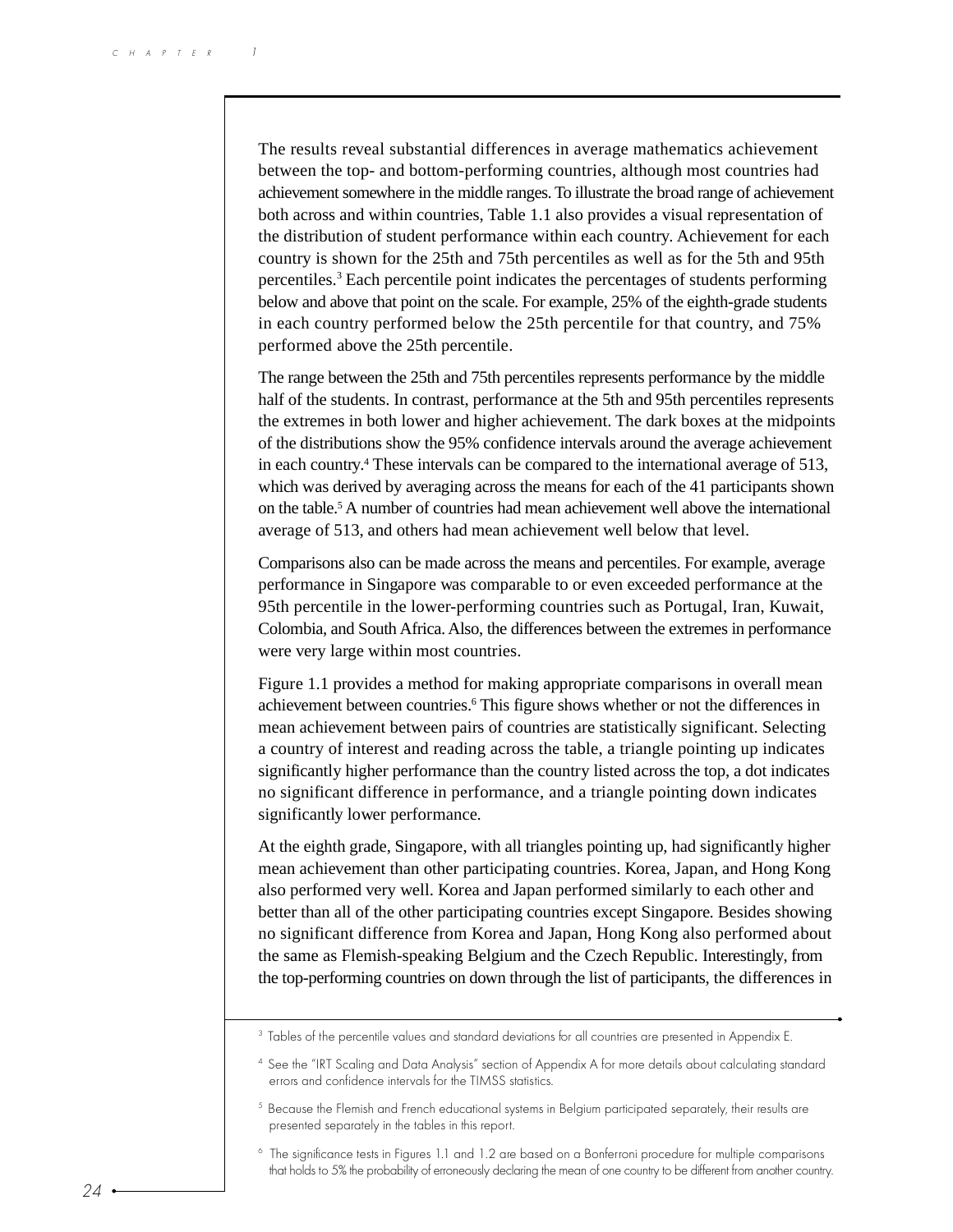The results reveal substantial differences in average mathematics achievement between the top- and bottom-performing countries, although most countries had achievement somewhere in the middle ranges. To illustrate the broad range of achievement both across and within countries, Table 1.1 also provides a visual representation of the distribution of student performance within each country. Achievement for each country is shown for the 25th and 75th percentiles as well as for the 5th and 95th percentiles.[3] Each percentile point indicates the percentages of students performing below and above that point on the scale. For example, 25% of the eighth-grade students in each country performed below the 25th percentile for that country, and 75% performed above the 25th percentile.

The range between the 25th and 75th percentiles represents performance by the middle half of the students. In contrast, performance at the 5th and 95th percentiles represents the extremes in both lower and higher achievement. The dark boxes at the midpoints of the distributions show the 95% confidence intervals around the average achievement in each country.[4] These intervals can be compared to the international average of 513, which was derived by averaging across the means for each of the 41 participants shown on the table.[5] A number of countries had mean achievement well above the international average of 513, and others had mean achievement well below that level.

Comparisons also can be made across the means and percentiles. For example, average performance in Singapore was comparable to or even exceeded performance at the 95th percentile in the lower-performing countries such as Portugal, Iran, Kuwait, Colombia, and South Africa. Also, the differences between the extremes in performance were very large within most countries.

Figure 1.1 provides a method for making appropriate comparisons in overall mean achievement between countries.[6] This figure shows whether or not the differences in mean achievement between pairs of countries are statistically significant. Selecting a country of interest and reading across the table, a triangle pointing up indicates significantly higher performance than the country listed across the top, a dot indicates no significant difference in performance, and a triangle pointing down indicates significantly lower performance.

At the eighth grade, Singapore, with all triangles pointing up, had significantly higher mean achievement than other participating countries. Korea, Japan, and Hong Kong also performed very well. Korea and Japan performed similarly to each other and better than all of the other participating countries except Singapore. Besides showing no significant difference from Korea and Japan, Hong Kong also performed about the same as Flemish-speaking Belgium and the Czech Republic. Interestingly, from the top-performing countries on down through the list of participants, the differences in

---

[3] Tables of the percentile values and standard deviations for all countries are presented in Appendix E.

[4] See the "IRT Scaling and Data Analysis" section of Appendix A for more details about calculating standard errors and confidence intervals for the TIMSS statistics.

[5] Because the Flemish and French educational systems in Belgium participated separately, their results are presented separately in the tables in this report.

[6] The significance tests in Figures 1.1 and 1.2 are based on a Bonferroni procedure for multiple comparisons that holds to 5% the probability of erroneously declaring the mean of one country to be different from another country.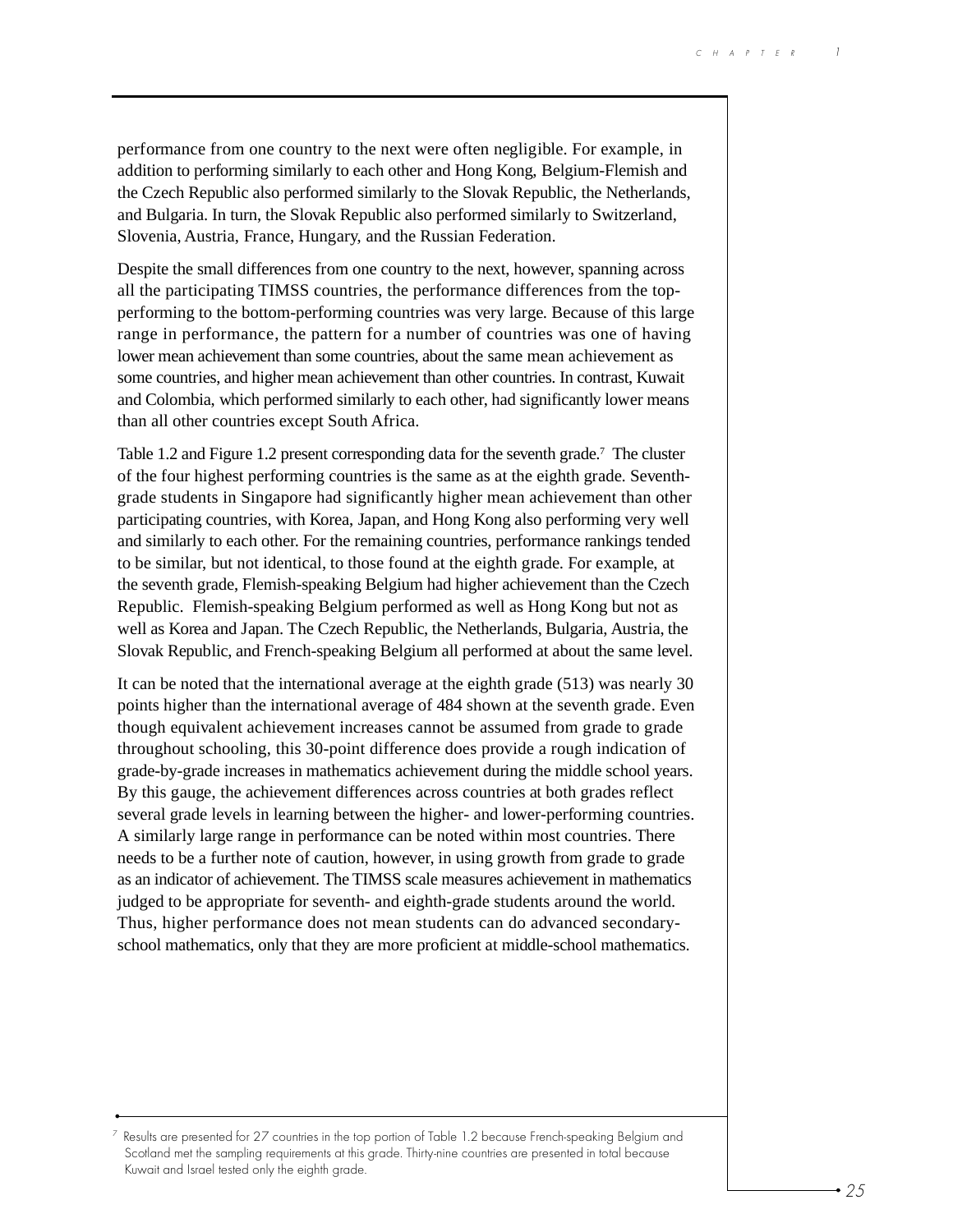performance from one country to the next were often negligible. For example, in addition to performing similarly to each other and Hong Kong, Belgium-Flemish and the Czech Republic also performed similarly to the Slovak Republic, the Netherlands, and Bulgaria. In turn, the Slovak Republic also performed similarly to Switzerland, Slovenia, Austria, France, Hungary, and the Russian Federation.

Despite the small differences from one country to the next, however, spanning across all the participating TIMSS countries, the performance differences from the top-performing to the bottom-performing countries was very large. Because of this large range in performance, the pattern for a number of countries was one of having lower mean achievement than some countries, about the same mean achievement as some countries, and higher mean achievement than other countries. In contrast, Kuwait and Colombia, which performed similarly to each other, had significantly lower means than all other countries except South Africa.

Table 1.2 and Figure 1.2 present corresponding data for the seventh grade.[7] The cluster of the four highest performing countries is the same as at the eighth grade. Seventh-grade students in Singapore had significantly higher mean achievement than other participating countries, with Korea, Japan, and Hong Kong also performing very well and similarly to each other. For the remaining countries, performance rankings tended to be similar, but not identical, to those found at the eighth grade. For example, at the seventh grade, Flemish-speaking Belgium had higher achievement than the Czech Republic. Flemish-speaking Belgium performed as well as Hong Kong but not as well as Korea and Japan. The Czech Republic, the Netherlands, Bulgaria, Austria, the Slovak Republic, and French-speaking Belgium all performed at about the same level.

It can be noted that the international average at the eighth grade (513) was nearly 30 points higher than the international average of 484 shown at the seventh grade. Even though equivalent achievement increases cannot be assumed from grade to grade throughout schooling, this 30-point difference does provide a rough indication of grade-by-grade increases in mathematics achievement during the middle school years. By this gauge, the achievement differences across countries at both grades reflect several grade levels in learning between the higher- and lower-performing countries. A similarly large range in performance can be noted within most countries. There needs to be a further note of caution, however, in using growth from grade to grade as an indicator of achievement. The TIMSS scale measures achievement in mathematics judged to be appropriate for seventh- and eighth-grade students around the world. Thus, higher performance does not mean students can do advanced secondary-school mathematics, only that they are more proficient at middle-school mathematics.

[7] Results are presented for 27 countries in the top portion of Table 1.2 because French-speaking Belgium and Scotland met the sampling requirements at this grade. Thirty-nine countries are presented in total because Kuwait and Israel tested only the eighth grade.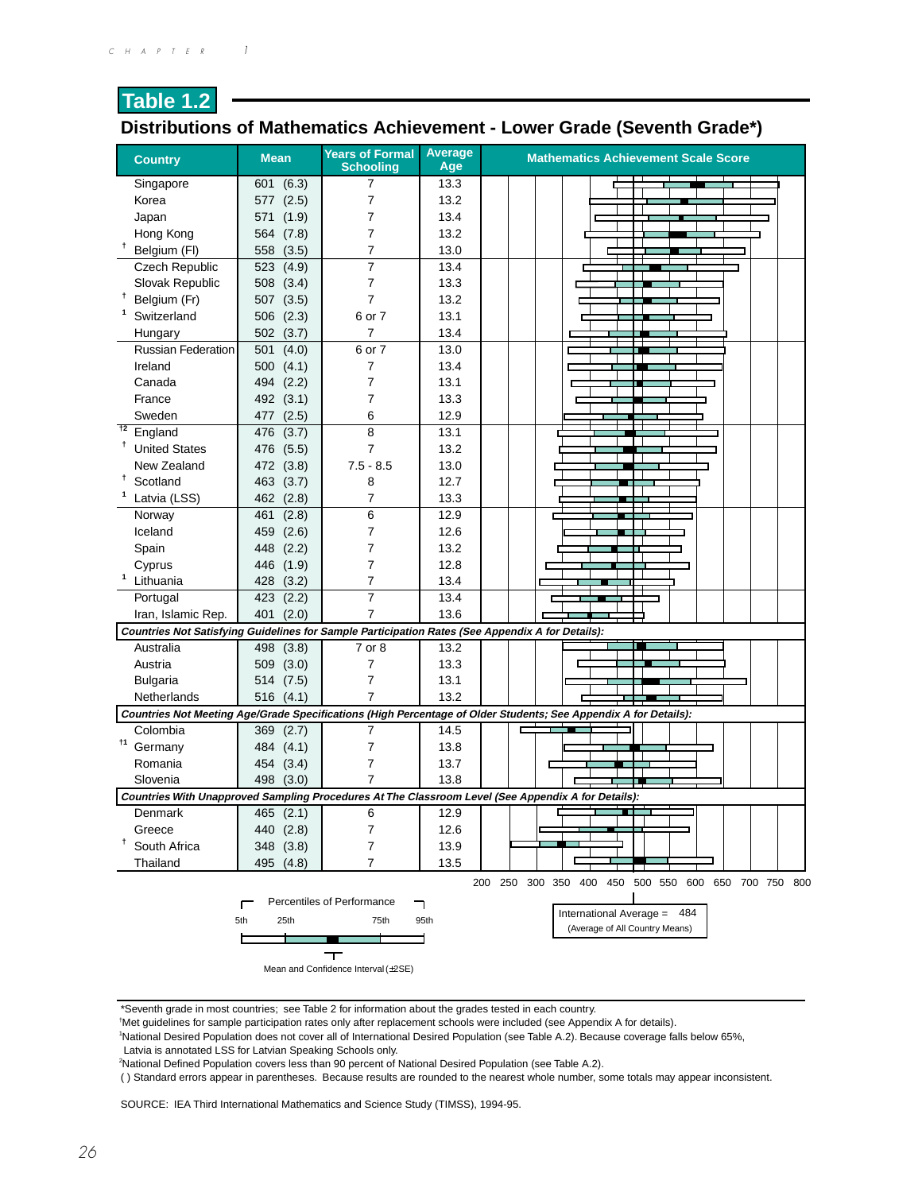## Table 1.2

### Distributions of Mathematics Achievement - Lower Grade (Seventh Grade*)

| Country | Mean | Years of Formal Schooling | Average Age | Mathematics Achievement Scale Score |
|---|---|---|---|---|
| Singapore | 601 (6.3) | 7 | 13.3 | |
| Korea | 577 (2.5) | 7 | 13.2 | |
| Japan | 571 (1.9) | 7 | 13.4 | |
| Hong Kong | 564 (7.8) | 7 | 13.2 | |
| † Belgium (Fl) | 558 (3.5) | 7 | 13.0 | |
| Czech Republic | 523 (4.9) | 7 | 13.4 | |
| Slovak Republic | 508 (3.4) | 7 | 13.3 | |
| † Belgium (Fr) | 507 (3.5) | 7 | 13.2 | |
| 1 Switzerland | 506 (2.3) | 6 or 7 | 13.1 | |
| Hungary | 502 (3.7) | 7 | 13.4 | |
| Russian Federation | 501 (4.0) | 6 or 7 | 13.0 | |
| Ireland | 500 (4.1) | 7 | 13.4 | |
| Canada | 494 (2.2) | 7 | 13.1 | |
| France | 492 (3.1) | 7 | 13.3 | |
| Sweden | 477 (2.5) | 6 | 12.9 | |
| †2 England | 476 (3.7) | 8 | 13.1 | |
| † United States | 476 (5.5) | 7 | 13.2 | |
| New Zealand | 472 (3.8) | 7.5 - 8.5 | 13.0 | |
| † Scotland | 463 (3.7) | 8 | 12.7 | |
| 1 Latvia (LSS) | 462 (2.8) | 7 | 13.3 | |
| Norway | 461 (2.8) | 6 | 12.9 | |
| Iceland | 459 (2.6) | 7 | 12.6 | |
| Spain | 448 (2.2) | 7 | 13.2 | |
| Cyprus | 446 (1.9) | 7 | 12.8 | |
| 1 Lithuania | 428 (3.2) | 7 | 13.4 | |
| Portugal | 423 (2.2) | 7 | 13.4 | |
| Iran, Islamic Rep. | 401 (2.0) | 7 | 13.6 | |
| ***Countries Not Satisfying Guidelines for Sample Participation Rates (See Appendix A for Details):*** | | | | |
| Australia | 498 (3.8) | 7 or 8 | 13.2 | |
| Austria | 509 (3.0) | 7 | 13.3 | |
| Bulgaria | 514 (7.5) | 7 | 13.1 | |
| Netherlands | 516 (4.1) | 7 | 13.2 | |
| ***Countries Not Meeting Age/Grade Specifications (High Percentage of Older Students; See Appendix A for Details):*** | | | | |
| Colombia | 369 (2.7) | 7 | 14.5 | |
| †1 Germany | 484 (4.1) | 7 | 13.8 | |
| Romania | 454 (3.4) | 7 | 13.7 | |
| Slovenia | 498 (3.0) | 7 | 13.8 | |
| ***Countries With Unapproved Sampling Procedures At The Classroom Level (See Appendix A for Details):*** | | | | |
| Denmark | 465 (2.1) | 6 | 12.9 | |
| Greece | 440 (2.8) | 7 | 12.6 | |
| † South Africa | 348 (3.8) | 7 | 13.9 | |
| Thailand | 495 (4.8) | 7 | 13.5 | |

Scale: 200 250 300 350 400 450 500 550 600 650 700 750 800

Percentiles of Performance: 5th, 25th, 75th, 95th

Mean and Confidence Interval (±2SE)

International Average = 484 (Average of All Country Means)

*Seventh grade in most countries; see Table 2 for information about the grades tested in each country.

†Met guidelines for sample participation rates only after replacement schools were included (see Appendix A for details).

[1]National Desired Population does not cover all of International Desired Population (see Table A.2). Because coverage falls below 65%, Latvia is annotated LSS for Latvian Speaking Schools only.

[2]National Defined Population covers less than 90 percent of National Desired Population (see Table A.2).

( ) Standard errors appear in parentheses. Because results are rounded to the nearest whole number, some totals may appear inconsistent.

SOURCE: IEA Third International Mathematics and Science Study (TIMSS), 1994-95.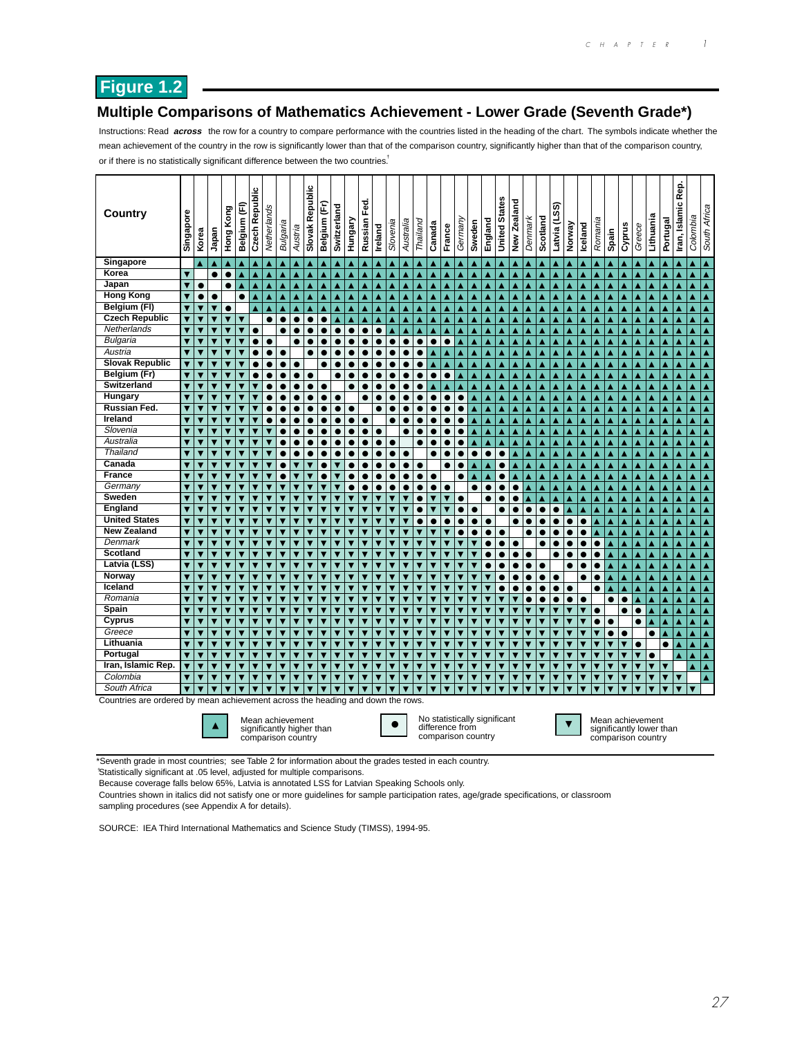# Figure 1.2

## Multiple Comparisons of Mathematics Achievement - Lower Grade (Seventh Grade*)

Instructions: Read ***across*** the row for a country to compare performance with the countries listed in the heading of the chart. The symbols indicate whether the mean achievement of the country in the row is significantly lower than that of the comparison country, significantly higher than that of the comparison country, or if there is no statistically significant difference between the two countries.[†]

| Country | Singapore | Korea | Japan | Hong Kong | Belgium (Fl) | Czech Republic | *Netherlands* | *Bulgaria* | *Austria* | Slovak Republic | Belgium (Fr) | Switzerland | Hungary | Russian Fed. | Ireland | *Slovenia* | *Australia* | *Thailand* | Canada | France | *Germany* | Sweden | England | United States | New Zealand | *Denmark* | Scotland | Latvia (LSS) | Norway | Iceland | *Romania* | Spain | Cyprus | *Greece* | Lithuania | Portugal | Iran, Islamic Rep. | *Colombia* | *South Africa* |
|---|---|---|---|---|---|---|---|---|---|---|---|---|---|---|---|---|---|---|---|---|---|---|---|---|---|---|---|---|---|---|---|---|---|---|---|---|---|---|---|
| Singapore | | ▲ | ▲ | ▲ | ▲ | ▲ | ▲ | ▲ | ▲ | ▲ | ▲ | ▲ | ▲ | ▲ | ▲ | ▲ | ▲ | ▲ | ▲ | ▲ | ▲ | ▲ | ▲ | ▲ | ▲ | ▲ | ▲ | ▲ | ▲ | ▲ | ▲ | ▲ | ▲ | ▲ | ▲ | ▲ | ▲ | ▲ | ▲ |
| Korea | ▼ | | ● | ● | ▲ | ▲ | ▲ | ▲ | ▲ | ▲ | ▲ | ▲ | ▲ | ▲ | ▲ | ▲ | ▲ | ▲ | ▲ | ▲ | ▲ | ▲ | ▲ | ▲ | ▲ | ▲ | ▲ | ▲ | ▲ | ▲ | ▲ | ▲ | ▲ | ▲ | ▲ | ▲ | ▲ | ▲ | ▲ |
| Japan | ▼ | ● | | ● | ▲ | ▲ | ▲ | ▲ | ▲ | ▲ | ▲ | ▲ | ▲ | ▲ | ▲ | ▲ | ▲ | ▲ | ▲ | ▲ | ▲ | ▲ | ▲ | ▲ | ▲ | ▲ | ▲ | ▲ | ▲ | ▲ | ▲ | ▲ | ▲ | ▲ | ▲ | ▲ | ▲ | ▲ | ▲ |
| Hong Kong | ▼ | ● | ● | | ● | ▲ | ▲ | ▲ | ▲ | ▲ | ▲ | ▲ | ▲ | ▲ | ▲ | ▲ | ▲ | ▲ | ▲ | ▲ | ▲ | ▲ | ▲ | ▲ | ▲ | ▲ | ▲ | ▲ | ▲ | ▲ | ▲ | ▲ | ▲ | ▲ | ▲ | ▲ | ▲ | ▲ | ▲ |
| Belgium (Fl) | ▼ | ▼ | ▼ | ● | | ▲ | ▲ | ▲ | ▲ | ▲ | ▲ | ▲ | ▲ | ▲ | ▲ | ▲ | ▲ | ▲ | ▲ | ▲ | ▲ | ▲ | ▲ | ▲ | ▲ | ▲ | ▲ | ▲ | ▲ | ▲ | ▲ | ▲ | ▲ | ▲ | ▲ | ▲ | ▲ | ▲ | ▲ |
| Czech Republic | ▼ | ▼ | ▼ | ▼ | ▼ | | ● | ● | ● | ● | ● | ▲ | ▲ | ▲ | ▲ | ▲ | ▲ | ▲ | ▲ | ▲ | ▲ | ▲ | ▲ | ▲ | ▲ | ▲ | ▲ | ▲ | ▲ | ▲ | ▲ | ▲ | ▲ | ▲ | ▲ | ▲ | ▲ | ▲ | ▲ |
| *Netherlands* | ▼ | ▼ | ▼ | ▼ | ▼ | ● | | ● | ● | ● | ● | ● | ● | ● | ● | ▲ | ▲ | ▲ | ▲ | ▲ | ▲ | ▲ | ▲ | ▲ | ▲ | ▲ | ▲ | ▲ | ▲ | ▲ | ▲ | ▲ | ▲ | ▲ | ▲ | ▲ | ▲ | ▲ | ▲ |
| *Bulgaria* | ▼ | ▼ | ▼ | ▼ | ▼ | ● | ● | | ● | ● | ● | ● | ● | ● | ● | ● | ● | ● | ● | ● | ▲ | ▲ | ▲ | ▲ | ▲ | ▲ | ▲ | ▲ | ▲ | ▲ | ▲ | ▲ | ▲ | ▲ | ▲ | ▲ | ▲ | ▲ | ▲ |
| *Austria* | ▼ | ▼ | ▼ | ▼ | ▼ | ● | ● | ● | | ● | ● | ● | ● | ● | ● | ● | ● | ● | ▲ | ▲ | ▲ | ▲ | ▲ | ▲ | ▲ | ▲ | ▲ | ▲ | ▲ | ▲ | ▲ | ▲ | ▲ | ▲ | ▲ | ▲ | ▲ | ▲ | ▲ |
| Slovak Republic | ▼ | ▼ | ▼ | ▼ | ▼ | ● | ● | ● | ● | | ● | ● | ● | ● | ● | ● | ● | ● | ▲ | ▲ | ▲ | ▲ | ▲ | ▲ | ▲ | ▲ | ▲ | ▲ | ▲ | ▲ | ▲ | ▲ | ▲ | ▲ | ▲ | ▲ | ▲ | ▲ | ▲ |
| Belgium (Fr) | ▼ | ▼ | ▼ | ▼ | ▼ | ● | ● | ● | ● | ● | | ● | ● | ● | ● | ● | ● | ● | ● | ● | ▲ | ▲ | ▲ | ▲ | ▲ | ▲ | ▲ | ▲ | ▲ | ▲ | ▲ | ▲ | ▲ | ▲ | ▲ | ▲ | ▲ | ▲ | ▲ |
| Switzerland | ▼ | ▼ | ▼ | ▼ | ▼ | ▼ | ● | ● | ● | ● | ● | | ● | ● | ● | ● | ● | ● | ▲ | ▲ | ▲ | ▲ | ▲ | ▲ | ▲ | ▲ | ▲ | ▲ | ▲ | ▲ | ▲ | ▲ | ▲ | ▲ | ▲ | ▲ | ▲ | ▲ | ▲ |
| Hungary | ▼ | ▼ | ▼ | ▼ | ▼ | ▼ | ● | ● | ● | ● | ● | ● | | ● | ● | ● | ● | ● | ● | ● | ● | ▲ | ▲ | ▲ | ▲ | ▲ | ▲ | ▲ | ▲ | ▲ | ▲ | ▲ | ▲ | ▲ | ▲ | ▲ | ▲ | ▲ | ▲ |
| Russian Fed. | ▼ | ▼ | ▼ | ▼ | ▼ | ▼ | ● | ● | ● | ● | ● | ● | ● | | ● | ● | ● | ● | ● | ● | ● | ▲ | ▲ | ▲ | ▲ | ▲ | ▲ | ▲ | ▲ | ▲ | ▲ | ▲ | ▲ | ▲ | ▲ | ▲ | ▲ | ▲ | ▲ |
| Ireland | ▼ | ▼ | ▼ | ▼ | ▼ | ▼ | ● | ● | ● | ● | ● | ● | ● | ● | | ● | ● | ● | ● | ● | ● | ▲ | ▲ | ▲ | ▲ | ▲ | ▲ | ▲ | ▲ | ▲ | ▲ | ▲ | ▲ | ▲ | ▲ | ▲ | ▲ | ▲ | ▲ |
| *Slovenia* | ▼ | ▼ | ▼ | ▼ | ▼ | ▼ | ▼ | ● | ● | ● | ● | ● | ● | ● | ● | | ● | ● | ● | ● | ● | ▲ | ▲ | ▲ | ▲ | ▲ | ▲ | ▲ | ▲ | ▲ | ▲ | ▲ | ▲ | ▲ | ▲ | ▲ | ▲ | ▲ | ▲ |
| *Australia* | ▼ | ▼ | ▼ | ▼ | ▼ | ▼ | ▼ | ● | ● | ● | ● | ● | ● | ● | ● | ● | | ● | ● | ● | ● | ▲ | ▲ | ▲ | ▲ | ▲ | ▲ | ▲ | ▲ | ▲ | ▲ | ▲ | ▲ | ▲ | ▲ | ▲ | ▲ | ▲ | ▲ |
| *Thailand* | ▼ | ▼ | ▼ | ▼ | ▼ | ▼ | ▼ | ● | ● | ● | ● | ● | ● | ● | ● | ● | ● | | ● | ● | ● | ● | ● | ● | ▲ | ▲ | ▲ | ▲ | ▲ | ▲ | ▲ | ▲ | ▲ | ▲ | ▲ | ▲ | ▲ | ▲ | ▲ |
| Canada | ▼ | ▼ | ▼ | ▼ | ▼ | ▼ | ▼ | ● | ▼ | ▼ | ● | ▼ | ● | ● | ● | ● | ● | ● | | ● | ● | ▲ | ▲ | ● | ▲ | ▲ | ▲ | ▲ | ▲ | ▲ | ▲ | ▲ | ▲ | ▲ | ▲ | ▲ | ▲ | ▲ | ▲ |
| France | ▼ | ▼ | ▼ | ▼ | ▼ | ▼ | ▼ | ● | ▼ | ▼ | ● | ▼ | ● | ● | ● | ● | ● | ● | ● | | ● | ▲ | ▲ | ● | ▲ | ▲ | ▲ | ▲ | ▲ | ▲ | ▲ | ▲ | ▲ | ▲ | ▲ | ▲ | ▲ | ▲ | ▲ |
| *Germany* | ▼ | ▼ | ▼ | ▼ | ▼ | ▼ | ▼ | ▼ | ▼ | ▼ | ▼ | ▼ | ● | ● | ● | ● | ● | ● | ● | ● | | ● | ● | ● | ● | ▲ | ▲ | ▲ | ▲ | ▲ | ▲ | ▲ | ▲ | ▲ | ▲ | ▲ | ▲ | ▲ | ▲ |
| Sweden | ▼ | ▼ | ▼ | ▼ | ▼ | ▼ | ▼ | ▼ | ▼ | ▼ | ▼ | ▼ | ▼ | ▼ | ▼ | ▼ | ▼ | ● | ▼ | ▼ | ● | | ● | ● | ● | ▲ | ▲ | ▲ | ▲ | ▲ | ▲ | ▲ | ▲ | ▲ | ▲ | ▲ | ▲ | ▲ | ▲ |
| England | ▼ | ▼ | ▼ | ▼ | ▼ | ▼ | ▼ | ▼ | ▼ | ▼ | ▼ | ▼ | ▼ | ▼ | ▼ | ▼ | ▼ | ● | ▼ | ▼ | ● | ● | | ● | ● | ● | ● | ● | ▲ | ▲ | ▲ | ▲ | ▲ | ▲ | ▲ | ▲ | ▲ | ▲ | ▲ |
| United States | ▼ | ▼ | ▼ | ▼ | ▼ | ▼ | ▼ | ▼ | ▼ | ▼ | ▼ | ▼ | ▼ | ▼ | ▼ | ▼ | ▼ | ● | ● | ● | ● | ● | ● | | ● | ● | ● | ● | ● | ● | ▲ | ▲ | ▲ | ▲ | ▲ | ▲ | ▲ | ▲ | ▲ |
| New Zealand | ▼ | ▼ | ▼ | ▼ | ▼ | ▼ | ▼ | ▼ | ▼ | ▼ | ▼ | ▼ | ▼ | ▼ | ▼ | ▼ | ▼ | ▼ | ▼ | ▼ | ● | ● | ● | ● | | ● | ● | ● | ● | ● | ▲ | ▲ | ▲ | ▲ | ▲ | ▲ | ▲ | ▲ | ▲ |
| *Denmark* | ▼ | ▼ | ▼ | ▼ | ▼ | ▼ | ▼ | ▼ | ▼ | ▼ | ▼ | ▼ | ▼ | ▼ | ▼ | ▼ | ▼ | ▼ | ▼ | ▼ | ▼ | ▼ | ● | ● | ● | | ● | ● | ● | ● | ● | ▲ | ▲ | ▲ | ▲ | ▲ | ▲ | ▲ | ▲ |
| Scotland | ▼ | ▼ | ▼ | ▼ | ▼ | ▼ | ▼ | ▼ | ▼ | ▼ | ▼ | ▼ | ▼ | ▼ | ▼ | ▼ | ▼ | ▼ | ▼ | ▼ | ▼ | ▼ | ● | ● | ● | ● | | ● | ● | ● | ● | ▲ | ▲ | ▲ | ▲ | ▲ | ▲ | ▲ | ▲ |
| Latvia (LSS) | ▼ | ▼ | ▼ | ▼ | ▼ | ▼ | ▼ | ▼ | ▼ | ▼ | ▼ | ▼ | ▼ | ▼ | ▼ | ▼ | ▼ | ▼ | ▼ | ▼ | ▼ | ▼ | ● | ● | ● | ● | ● | | ● | ● | ● | ▲ | ▲ | ▲ | ▲ | ▲ | ▲ | ▲ | ▲ |
| Norway | ▼ | ▼ | ▼ | ▼ | ▼ | ▼ | ▼ | ▼ | ▼ | ▼ | ▼ | ▼ | ▼ | ▼ | ▼ | ▼ | ▼ | ▼ | ▼ | ▼ | ▼ | ▼ | ▼ | ● | ● | ● | ● | ● | | ● | ● | ▲ | ▲ | ▲ | ▲ | ▲ | ▲ | ▲ | ▲ |
| Iceland | ▼ | ▼ | ▼ | ▼ | ▼ | ▼ | ▼ | ▼ | ▼ | ▼ | ▼ | ▼ | ▼ | ▼ | ▼ | ▼ | ▼ | ▼ | ▼ | ▼ | ▼ | ▼ | ▼ | ● | ● | ● | ● | ● | ● | | ● | ▲ | ▲ | ▲ | ▲ | ▲ | ▲ | ▲ | ▲ |
| *Romania* | ▼ | ▼ | ▼ | ▼ | ▼ | ▼ | ▼ | ▼ | ▼ | ▼ | ▼ | ▼ | ▼ | ▼ | ▼ | ▼ | ▼ | ▼ | ▼ | ▼ | ▼ | ▼ | ▼ | ▼ | ▼ | ● | ● | ● | ● | ● | | ● | ● | ▲ | ▲ | ▲ | ▲ | ▲ | ▲ |
| Spain | ▼ | ▼ | ▼ | ▼ | ▼ | ▼ | ▼ | ▼ | ▼ | ▼ | ▼ | ▼ | ▼ | ▼ | ▼ | ▼ | ▼ | ▼ | ▼ | ▼ | ▼ | ▼ | ▼ | ▼ | ▼ | ▼ | ▼ | ▼ | ▼ | ▼ | ● | | ● | ● | ▲ | ▲ | ▲ | ▲ | ▲ |
| Cyprus | ▼ | ▼ | ▼ | ▼ | ▼ | ▼ | ▼ | ▼ | ▼ | ▼ | ▼ | ▼ | ▼ | ▼ | ▼ | ▼ | ▼ | ▼ | ▼ | ▼ | ▼ | ▼ | ▼ | ▼ | ▼ | ▼ | ▼ | ▼ | ▼ | ▼ | ● | ● | | ● | ▲ | ▲ | ▲ | ▲ | ▲ |
| *Greece* | ▼ | ▼ | ▼ | ▼ | ▼ | ▼ | ▼ | ▼ | ▼ | ▼ | ▼ | ▼ | ▼ | ▼ | ▼ | ▼ | ▼ | ▼ | ▼ | ▼ | ▼ | ▼ | ▼ | ▼ | ▼ | ▼ | ▼ | ▼ | ▼ | ▼ | ▼ | ● | ● | | ● | ▲ | ▲ | ▲ | ▲ |
| Lithuania | ▼ | ▼ | ▼ | ▼ | ▼ | ▼ | ▼ | ▼ | ▼ | ▼ | ▼ | ▼ | ▼ | ▼ | ▼ | ▼ | ▼ | ▼ | ▼ | ▼ | ▼ | ▼ | ▼ | ▼ | ▼ | ▼ | ▼ | ▼ | ▼ | ▼ | ▼ | ▼ | ▼ | ● | | ● | ▲ | ▲ | ▲ |
| Portugal | ▼ | ▼ | ▼ | ▼ | ▼ | ▼ | ▼ | ▼ | ▼ | ▼ | ▼ | ▼ | ▼ | ▼ | ▼ | ▼ | ▼ | ▼ | ▼ | ▼ | ▼ | ▼ | ▼ | ▼ | ▼ | ▼ | ▼ | ▼ | ▼ | ▼ | ▼ | ▼ | ▼ | ▼ | ● | | ▲ | ▲ | ▲ |
| Iran, Islamic Rep. | ▼ | ▼ | ▼ | ▼ | ▼ | ▼ | ▼ | ▼ | ▼ | ▼ | ▼ | ▼ | ▼ | ▼ | ▼ | ▼ | ▼ | ▼ | ▼ | ▼ | ▼ | ▼ | ▼ | ▼ | ▼ | ▼ | ▼ | ▼ | ▼ | ▼ | ▼ | ▼ | ▼ | ▼ | ▼ | ▼ | | ▲ | ▲ |
| *Colombia* | ▼ | ▼ | ▼ | ▼ | ▼ | ▼ | ▼ | ▼ | ▼ | ▼ | ▼ | ▼ | ▼ | ▼ | ▼ | ▼ | ▼ | ▼ | ▼ | ▼ | ▼ | ▼ | ▼ | ▼ | ▼ | ▼ | ▼ | ▼ | ▼ | ▼ | ▼ | ▼ | ▼ | ▼ | ▼ | ▼ | ▼ | | ▲ |
| *South Africa* | ▼ | ▼ | ▼ | ▼ | ▼ | ▼ | ▼ | ▼ | ▼ | ▼ | ▼ | ▼ | ▼ | ▼ | ▼ | ▼ | ▼ | ▼ | ▼ | ▼ | ▼ | ▼ | ▼ | ▼ | ▼ | ▼ | ▼ | ▼ | ▼ | ▼ | ▼ | ▼ | ▼ | ▼ | ▼ | ▼ | ▼ | ▼ | |

Countries are ordered by mean achievement across the heading and down the rows.

▲ Mean achievement significantly higher than comparison country

● No statistically significant difference from comparison country

▼ Mean achievement significantly lower than comparison country

*Seventh grade in most countries; see Table 2 for information about the grades tested in each country.

[†]Statistically significant at .05 level, adjusted for multiple comparisons.

Because coverage falls below 65%, Latvia is annotated LSS for Latvian Speaking Schools only.

Countries shown in italics did not satisfy one or more guidelines for sample participation rates, age/grade specifications, or classroom sampling procedures (see Appendix A for details).

SOURCE: IEA Third International Mathematics and Science Study (TIMSS), 1994-95.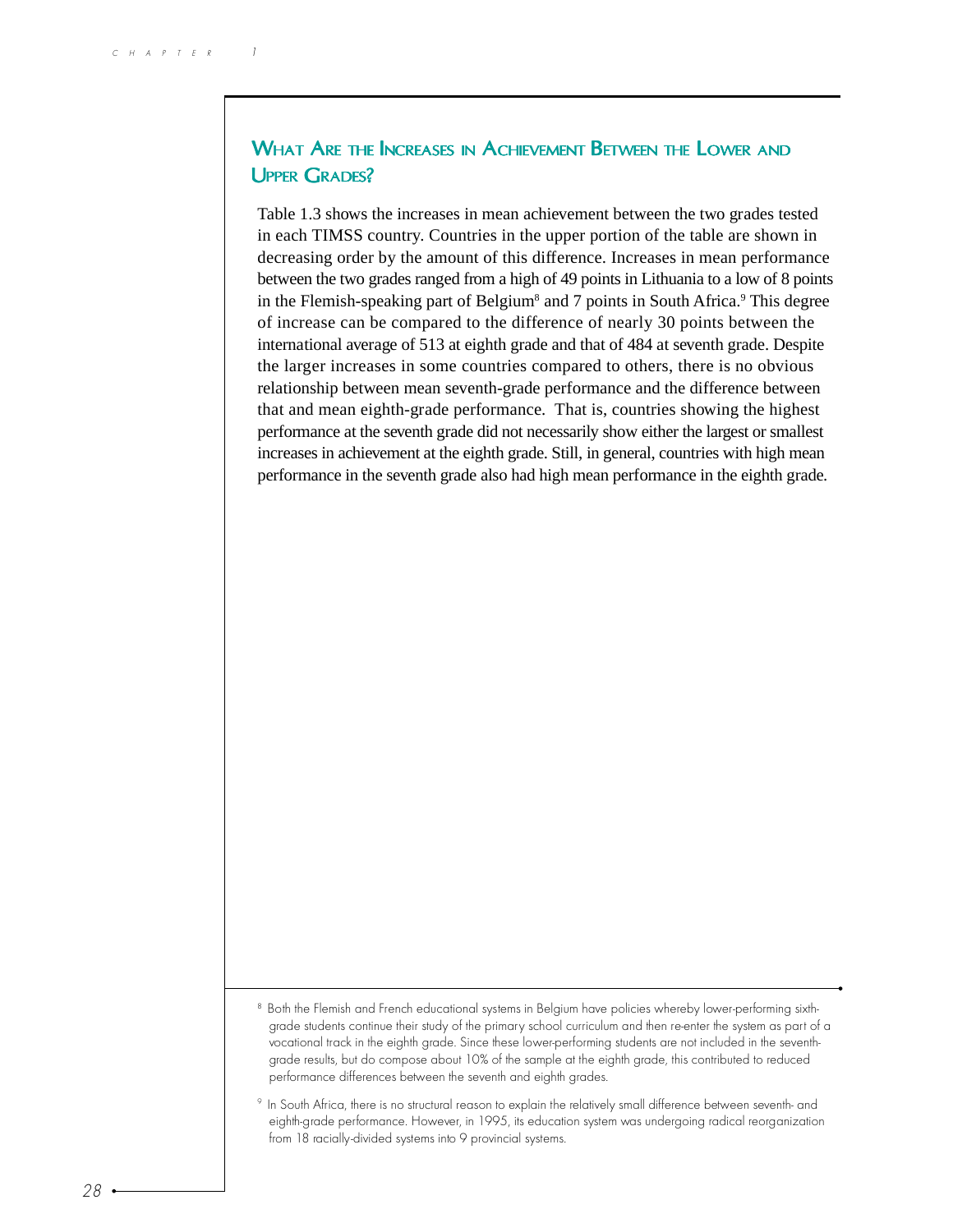## What Are the Increases in Achievement Between the Lower and Upper Grades?

Table 1.3 shows the increases in mean achievement between the two grades tested in each TIMSS country. Countries in the upper portion of the table are shown in decreasing order by the amount of this difference. Increases in mean performance between the two grades ranged from a high of 49 points in Lithuania to a low of 8 points in the Flemish-speaking part of Belgium[8] and 7 points in South Africa.[9] This degree of increase can be compared to the difference of nearly 30 points between the international average of 513 at eighth grade and that of 484 at seventh grade. Despite the larger increases in some countries compared to others, there is no obvious relationship between mean seventh-grade performance and the difference between that and mean eighth-grade performance. That is, countries showing the highest performance at the seventh grade did not necessarily show either the largest or smallest increases in achievement at the eighth grade. Still, in general, countries with high mean performance in the seventh grade also had high mean performance in the eighth grade.

---

[8] Both the Flemish and French educational systems in Belgium have policies whereby lower-performing sixth-grade students continue their study of the primary school curriculum and then re-enter the system as part of a vocational track in the eighth grade. Since these lower-performing students are not included in the seventh-grade results, but do compose about 10% of the sample at the eighth grade, this contributed to reduced performance differences between the seventh and eighth grades.

[9] In South Africa, there is no structural reason to explain the relatively small difference between seventh- and eighth-grade performance. However, in 1995, its education system was undergoing radical reorganization from 18 racially-divided systems into 9 provincial systems.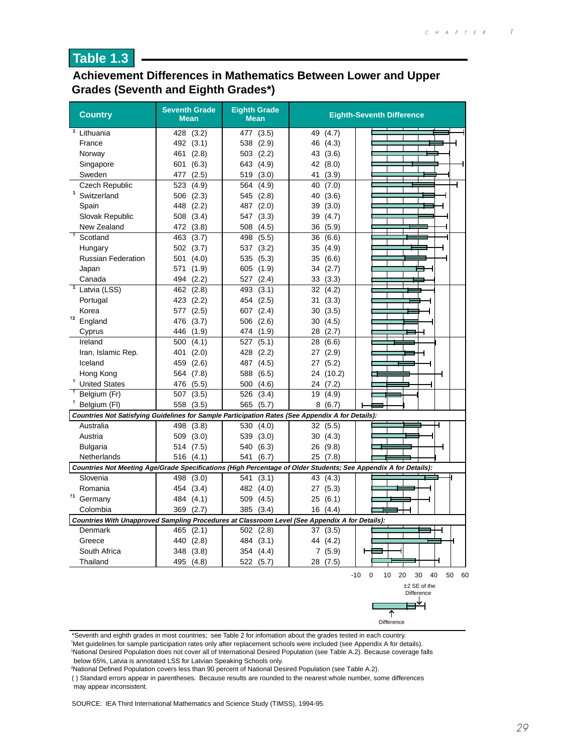## Table 1.3

### Achievement Differences in Mathematics Between Lower and Upper Grades (Seventh and Eighth Grades*)

| Country | Seventh Grade Mean | Eighth Grade Mean | Eighth-Seventh Difference |
|---|---|---|---|
| [1] Lithuania | 428 (3.2) | 477 (3.5) | 49 (4.7) |
| France | 492 (3.1) | 538 (2.9) | 46 (4.3) |
| Norway | 461 (2.8) | 503 (2.2) | 43 (3.6) |
| Singapore | 601 (6.3) | 643 (4.9) | 42 (8.0) |
| Sweden | 477 (2.5) | 519 (3.0) | 41 (3.9) |
| Czech Republic | 523 (4.9) | 564 (4.9) | 40 (7.0) |
| [1] Switzerland | 506 (2.3) | 545 (2.8) | 40 (3.6) |
| Spain | 448 (2.2) | 487 (2.0) | 39 (3.0) |
| Slovak Republic | 508 (3.4) | 547 (3.3) | 39 (4.7) |
| New Zealand | 472 (3.8) | 508 (4.5) | 36 (5.9) |
| [†] Scotland | 463 (3.7) | 498 (5.5) | 36 (6.6) |
| Hungary | 502 (3.7) | 537 (3.2) | 35 (4.9) |
| Russian Federation | 501 (4.0) | 535 (5.3) | 35 (6.6) |
| Japan | 571 (1.9) | 605 (1.9) | 34 (2.7) |
| Canada | 494 (2.2) | 527 (2.4) | 33 (3.3) |
| [1] Latvia (LSS) | 462 (2.8) | 493 (3.1) | 32 (4.2) |
| Portugal | 423 (2.2) | 454 (2.5) | 31 (3.3) |
| Korea | 577 (2.5) | 607 (2.4) | 30 (3.5) |
| [†2] England | 476 (3.7) | 506 (2.6) | 30 (4.5) |
| Cyprus | 446 (1.9) | 474 (1.9) | 28 (2.7) |
| Ireland | 500 (4.1) | 527 (5.1) | 28 (6.6) |
| Iran, Islamic Rep. | 401 (2.0) | 428 (2.2) | 27 (2.9) |
| Iceland | 459 (2.6) | 487 (4.5) | 27 (5.2) |
| Hong Kong | 564 (7.8) | 588 (6.5) | 24 (10.2) |
| [†] United States | 476 (5.5) | 500 (4.6) | 24 (7.2) |
| [†] Belgium (Fr) | 507 (3.5) | 526 (3.4) | 19 (4.9) |
| [†] Belgium (Fl) | 558 (3.5) | 565 (5.7) | 8 (6.7) |
| ***Countries Not Satisfying Guidelines for Sample Participation Rates (See Appendix A for Details):*** | | | |
| Australia | 498 (3.8) | 530 (4.0) | 32 (5.5) |
| Austria | 509 (3.0) | 539 (3.0) | 30 (4.3) |
| Bulgaria | 514 (7.5) | 540 (6.3) | 26 (9.8) |
| Netherlands | 516 (4.1) | 541 (6.7) | 25 (7.8) |
| ***Countries Not Meeting Age/Grade Specifications (High Percentage of Older Students; See Appendix A for Details):*** | | | |
| Slovenia | 498 (3.0) | 541 (3.1) | 43 (4.3) |
| Romania | 454 (3.4) | 482 (4.0) | 27 (5.3) |
| [†1] Germany | 484 (4.1) | 509 (4.5) | 25 (6.1) |
| Colombia | 369 (2.7) | 385 (3.4) | 16 (4.4) |
| ***Countries With Unapproved Sampling Procedures at Classroom Level (See Appendix A for Details):*** | | | |
| Denmark | 465 (2.1) | 502 (2.8) | 37 (3.5) |
| Greece | 440 (2.8) | 484 (3.1) | 44 (4.2) |
| South Africa | 348 (3.8) | 354 (4.4) | 7 (5.9) |
| Thailand | 495 (4.8) | 522 (5.7) | 28 (7.5) |

Chart scale: -10 0 10 20 30 40 50 60. Legend: Difference; ±2 SE of the Difference.

*Seventh and eighth grades in most countries; see Table 2 for infomation about the grades tested in each country.

†Met guidelines for sample participation rates only after replacement schools were included (see Appendix A for details).

[1]National Desired Population does not cover all of International Desired Population (see Table A.2). Because coverage falls below 65%, Latvia is annotated LSS for Latvian Speaking Schools only.

[2]National Defined Population covers less than 90 percent of National Desired Population (see Table A.2).

( ) Standard errors appear in parentheses. Because results are rounded to the nearest whole number, some differences may appear inconsistent.

SOURCE: IEA Third International Mathematics and Science Study (TIMSS), 1994-95.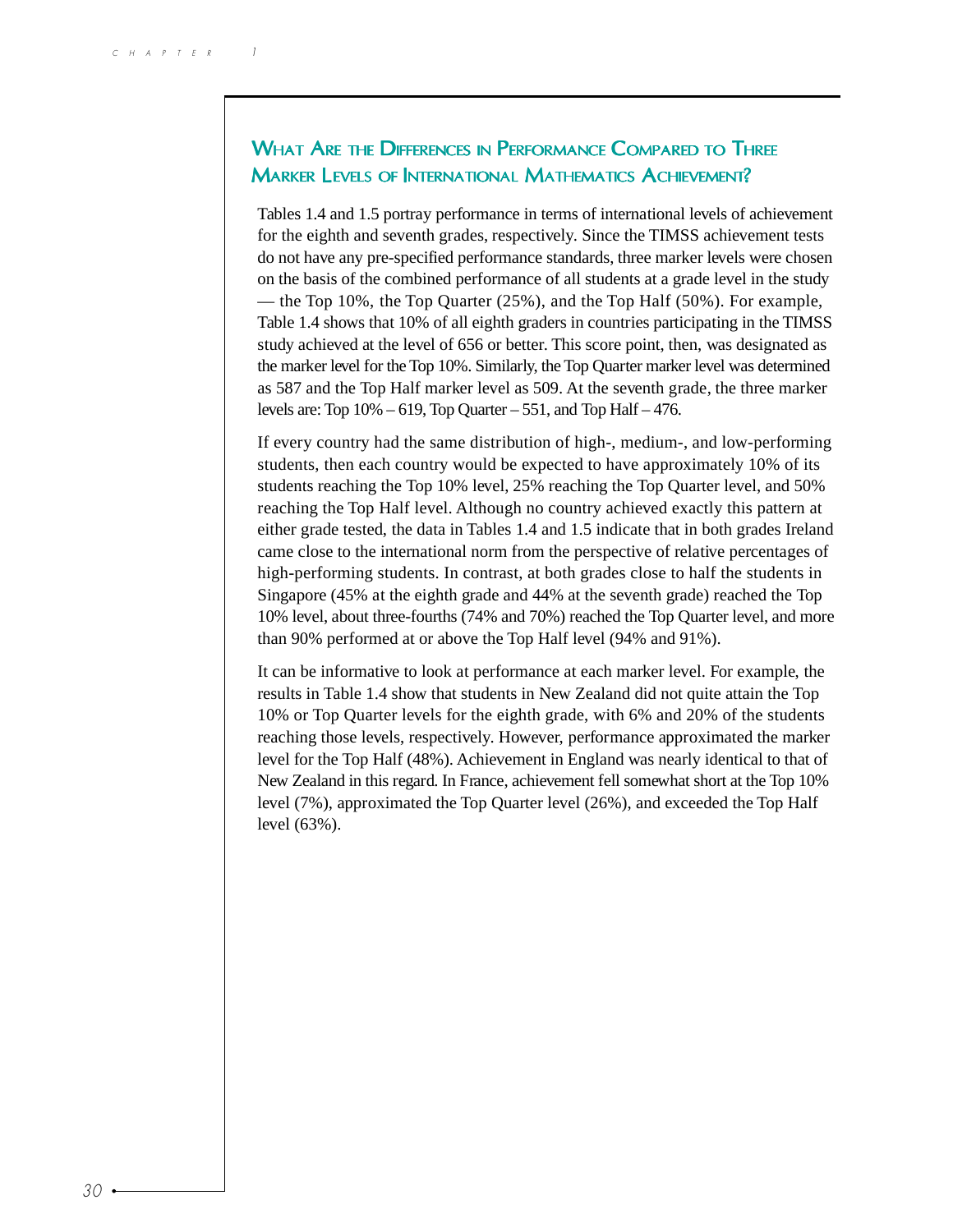## What Are the Differences in Performance Compared to Three Marker Levels of International Mathematics Achievement?

Tables 1.4 and 1.5 portray performance in terms of international levels of achievement for the eighth and seventh grades, respectively. Since the TIMSS achievement tests do not have any pre-specified performance standards, three marker levels were chosen on the basis of the combined performance of all students at a grade level in the study — the Top 10%, the Top Quarter (25%), and the Top Half (50%). For example, Table 1.4 shows that 10% of all eighth graders in countries participating in the TIMSS study achieved at the level of 656 or better. This score point, then, was designated as the marker level for the Top 10%. Similarly, the Top Quarter marker level was determined as 587 and the Top Half marker level as 509. At the seventh grade, the three marker levels are: Top 10% – 619, Top Quarter – 551, and Top Half – 476.

If every country had the same distribution of high-, medium-, and low-performing students, then each country would be expected to have approximately 10% of its students reaching the Top 10% level, 25% reaching the Top Quarter level, and 50% reaching the Top Half level. Although no country achieved exactly this pattern at either grade tested, the data in Tables 1.4 and 1.5 indicate that in both grades Ireland came close to the international norm from the perspective of relative percentages of high-performing students. In contrast, at both grades close to half the students in Singapore (45% at the eighth grade and 44% at the seventh grade) reached the Top 10% level, about three-fourths (74% and 70%) reached the Top Quarter level, and more than 90% performed at or above the Top Half level (94% and 91%).

It can be informative to look at performance at each marker level. For example, the results in Table 1.4 show that students in New Zealand did not quite attain the Top 10% or Top Quarter levels for the eighth grade, with 6% and 20% of the students reaching those levels, respectively. However, performance approximated the marker level for the Top Half (48%). Achievement in England was nearly identical to that of New Zealand in this regard. In France, achievement fell somewhat short at the Top 10% level (7%), approximated the Top Quarter level (26%), and exceeded the Top Half level (63%).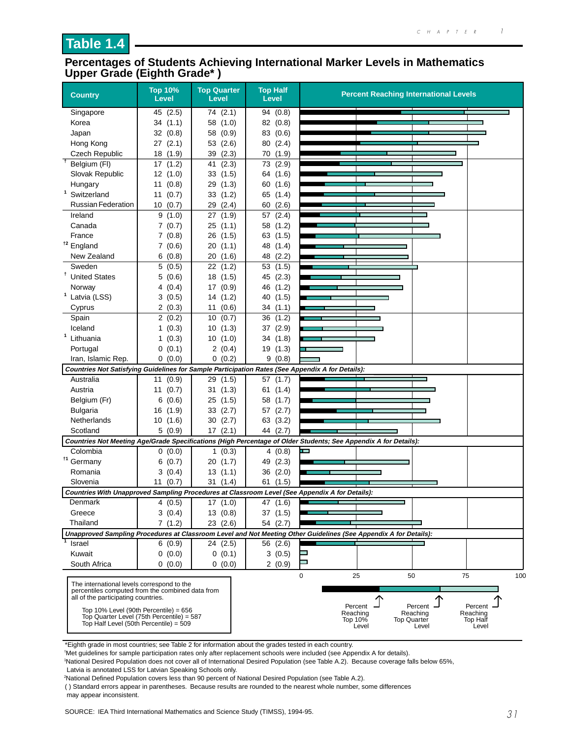## Table 1.4

### Percentages of Students Achieving International Marker Levels in Mathematics Upper Grade (Eighth Grade*)

| Country | Top 10% Level | Top Quarter Level | Top Half Level |
|---|---|---|---|
| Singapore | 45 (2.5) | 74 (2.1) | 94 (0.8) |
| Korea | 34 (1.1) | 58 (1.0) | 82 (0.8) |
| Japan | 32 (0.8) | 58 (0.9) | 83 (0.6) |
| Hong Kong | 27 (2.1) | 53 (2.6) | 80 (2.4) |
| Czech Republic | 18 (1.9) | 39 (2.3) | 70 (1.9) |
| † Belgium (Fl) | 17 (1.2) | 41 (2.3) | 73 (2.9) |
| Slovak Republic | 12 (1.0) | 33 (1.5) | 64 (1.6) |
| Hungary | 11 (0.8) | 29 (1.3) | 60 (1.6) |
| 1 Switzerland | 11 (0.7) | 33 (1.2) | 65 (1.4) |
| Russian Federation | 10 (0.7) | 29 (2.4) | 60 (2.6) |
| Ireland | 9 (1.0) | 27 (1.9) | 57 (2.4) |
| Canada | 7 (0.7) | 25 (1.1) | 58 (1.2) |
| France | 7 (0.8) | 26 (1.5) | 63 (1.5) |
| †2 England | 7 (0.6) | 20 (1.1) | 48 (1.4) |
| New Zealand | 6 (0.8) | 20 (1.6) | 48 (2.2) |
| Sweden | 5 (0.5) | 22 (1.2) | 53 (1.5) |
| † United States | 5 (0.6) | 18 (1.5) | 45 (2.3) |
| Norway | 4 (0.4) | 17 (0.9) | 46 (1.2) |
| 1 Latvia (LSS) | 3 (0.5) | 14 (1.2) | 40 (1.5) |
| Cyprus | 2 (0.3) | 11 (0.6) | 34 (1.1) |
| Spain | 2 (0.2) | 10 (0.7) | 36 (1.2) |
| Iceland | 1 (0.3) | 10 (1.3) | 37 (2.9) |
| 1 Lithuania | 1 (0.3) | 10 (1.0) | 34 (1.8) |
| Portugal | 0 (0.1) | 2 (0.4) | 19 (1.3) |
| Iran, Islamic Rep. | 0 (0.0) | 0 (0.2) | 9 (0.8) |
| ***Countries Not Satisfying Guidelines for Sample Participation Rates (See Appendix A for Details):*** | | | |
| Australia | 11 (0.9) | 29 (1.5) | 57 (1.7) |
| Austria | 11 (0.7) | 31 (1.3) | 61 (1.4) |
| Belgium (Fr) | 6 (0.6) | 25 (1.5) | 58 (1.7) |
| Bulgaria | 16 (1.9) | 33 (2.7) | 57 (2.7) |
| Netherlands | 10 (1.6) | 30 (2.7) | 63 (3.2) |
| Scotland | 5 (0.9) | 17 (2.1) | 44 (2.7) |
| ***Countries Not Meeting Age/Grade Specifications (High Percentage of Older Students; See Appendix A for Details):*** | | | |
| Colombia | 0 (0.0) | 1 (0.3) | 4 (0.8) |
| †1 Germany | 6 (0.7) | 20 (1.7) | 49 (2.3) |
| Romania | 3 (0.4) | 13 (1.1) | 36 (2.0) |
| Slovenia | 11 (0.7) | 31 (1.4) | 61 (1.5) |
| ***Countries With Unapproved Sampling Procedures at Classroom Level (See Appendix A for Details):*** | | | |
| Denmark | 4 (0.5) | 17 (1.0) | 47 (1.6) |
| Greece | 3 (0.4) | 13 (0.8) | 37 (1.5) |
| Thailand | 7 (1.2) | 23 (2.6) | 54 (2.7) |
| ***Unapproved Sampling Procedures at Classroom Level and Not Meeting Other Guidelines (See Appendix A for Details):*** | | | |
| 1 Israel | 6 (0.9) | 24 (2.5) | 56 (2.6) |
| Kuwait | 0 (0.0) | 0 (0.1) | 3 (0.5) |
| South Africa | 0 (0.0) | 0 (0.0) | 2 (0.9) |

The international levels correspond to the percentiles computed from the combined data from all of the participating countries.

Top 10% Level (90th Percentile) = 656
Top Quarter Level (75th Percentile) = 587
Top Half Level (50th Percentile) = 509

*Eighth grade in most countries; see Table 2 for information about the grades tested in each country.
†Met guidelines for sample participation rates only after replacement schools were included (see Appendix A for details).
1National Desired Population does not cover all of International Desired Population (see Table A.2). Because coverage falls below 65%, Latvia is annotated LSS for Latvian Speaking Schools only.
2National Defined Population covers less than 90 percent of National Desired Population (see Table A.2).
( ) Standard errors appear in parentheses. Because results are rounded to the nearest whole number, some differences may appear inconsistent.

SOURCE: IEA Third International Mathematics and Science Study (TIMSS), 1994-95.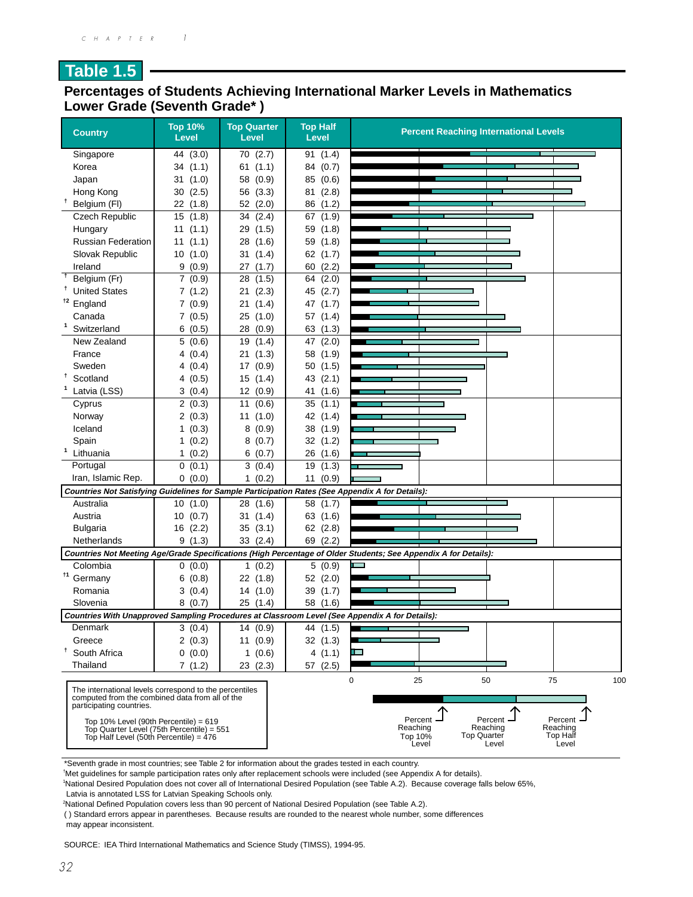## Table 1.5

### Percentages of Students Achieving International Marker Levels in Mathematics Lower Grade (Seventh Grade* )

| Country | Top 10% Level | Top Quarter Level | Top Half Level |
|---|---|---|---|
| Singapore | 44 (3.0) | 70 (2.7) | 91 (1.4) |
| Korea | 34 (1.1) | 61 (1.1) | 84 (0.7) |
| Japan | 31 (1.0) | 58 (0.9) | 85 (0.6) |
| Hong Kong | 30 (2.5) | 56 (3.3) | 81 (2.8) |
| † Belgium (Fl) | 22 (1.8) | 52 (2.0) | 86 (1.2) |
| Czech Republic | 15 (1.8) | 34 (2.4) | 67 (1.9) |
| Hungary | 11 (1.1) | 29 (1.5) | 59 (1.8) |
| Russian Federation | 11 (1.1) | 28 (1.6) | 59 (1.8) |
| Slovak Republic | 10 (1.0) | 31 (1.4) | 62 (1.7) |
| Ireland | 9 (0.9) | 27 (1.7) | 60 (2.2) |
| † Belgium (Fr) | 7 (0.9) | 28 (1.5) | 64 (2.0) |
| † United States | 7 (1.2) | 21 (2.3) | 45 (2.7) |
| †2 England | 7 (0.9) | 21 (1.4) | 47 (1.7) |
| Canada | 7 (0.5) | 25 (1.0) | 57 (1.4) |
| 1 Switzerland | 6 (0.5) | 28 (0.9) | 63 (1.3) |
| New Zealand | 5 (0.6) | 19 (1.4) | 47 (2.0) |
| France | 4 (0.4) | 21 (1.3) | 58 (1.9) |
| Sweden | 4 (0.4) | 17 (0.9) | 50 (1.5) |
| † Scotland | 4 (0.5) | 15 (1.4) | 43 (2.1) |
| 1 Latvia (LSS) | 3 (0.4) | 12 (0.9) | 41 (1.6) |
| Cyprus | 2 (0.3) | 11 (0.6) | 35 (1.1) |
| Norway | 2 (0.3) | 11 (1.0) | 42 (1.4) |
| Iceland | 1 (0.3) | 8 (0.9) | 38 (1.9) |
| Spain | 1 (0.2) | 8 (0.7) | 32 (1.2) |
| 1 Lithuania | 1 (0.2) | 6 (0.7) | 26 (1.6) |
| Portugal | 0 (0.1) | 3 (0.4) | 19 (1.3) |
| Iran, Islamic Rep. | 0 (0.0) | 1 (0.2) | 11 (0.9) |
| ***Countries Not Satisfying Guidelines for Sample Participation Rates (See Appendix A for Details):*** | | | |
| Australia | 10 (1.0) | 28 (1.6) | 58 (1.7) |
| Austria | 10 (0.7) | 31 (1.4) | 63 (1.6) |
| Bulgaria | 16 (2.2) | 35 (3.1) | 62 (2.8) |
| Netherlands | 9 (1.3) | 33 (2.4) | 69 (2.2) |
| ***Countries Not Meeting Age/Grade Specifications (High Percentage of Older Students; See Appendix A for Details):*** | | | |
| Colombia | 0 (0.0) | 1 (0.2) | 5 (0.9) |
| †1 Germany | 6 (0.8) | 22 (1.8) | 52 (2.0) |
| Romania | 3 (0.4) | 14 (1.0) | 39 (1.7) |
| Slovenia | 8 (0.7) | 25 (1.4) | 58 (1.6) |
| ***Countries With Unapproved Sampling Procedures at Classroom Level (See Appendix A for Details):*** | | | |
| Denmark | 3 (0.4) | 14 (0.9) | 44 (1.5) |
| Greece | 2 (0.3) | 11 (0.9) | 32 (1.3) |
| † South Africa | 0 (0.0) | 1 (0.6) | 4 (1.1) |
| Thailand | 7 (1.2) | 23 (2.3) | 57 (2.5) |

Percent Reaching International Levels (bar chart scale: 0, 25, 50, 75, 100; bars show Percent Reaching Top 10% Level, Percent Reaching Top Quarter Level, Percent Reaching Top Half Level)

The international levels correspond to the percentiles computed from the combined data from all of the participating countries.

Top 10% Level (90th Percentile) = 619
Top Quarter Level (75th Percentile) = 551
Top Half Level (50th Percentile) = 476

*Seventh grade in most countries; see Table 2 for information about the grades tested in each country.
†Met guidelines for sample participation rates only after replacement schools were included (see Appendix A for details).
1National Desired Population does not cover all of International Desired Population (see Table A.2). Because coverage falls below 65%, Latvia is annotated LSS for Latvian Speaking Schools only.
2National Defined Population covers less than 90 percent of National Desired Population (see Table A.2).
( ) Standard errors appear in parentheses. Because results are rounded to the nearest whole number, some differences may appear inconsistent.

SOURCE: IEA Third International Mathematics and Science Study (TIMSS), 1994-95.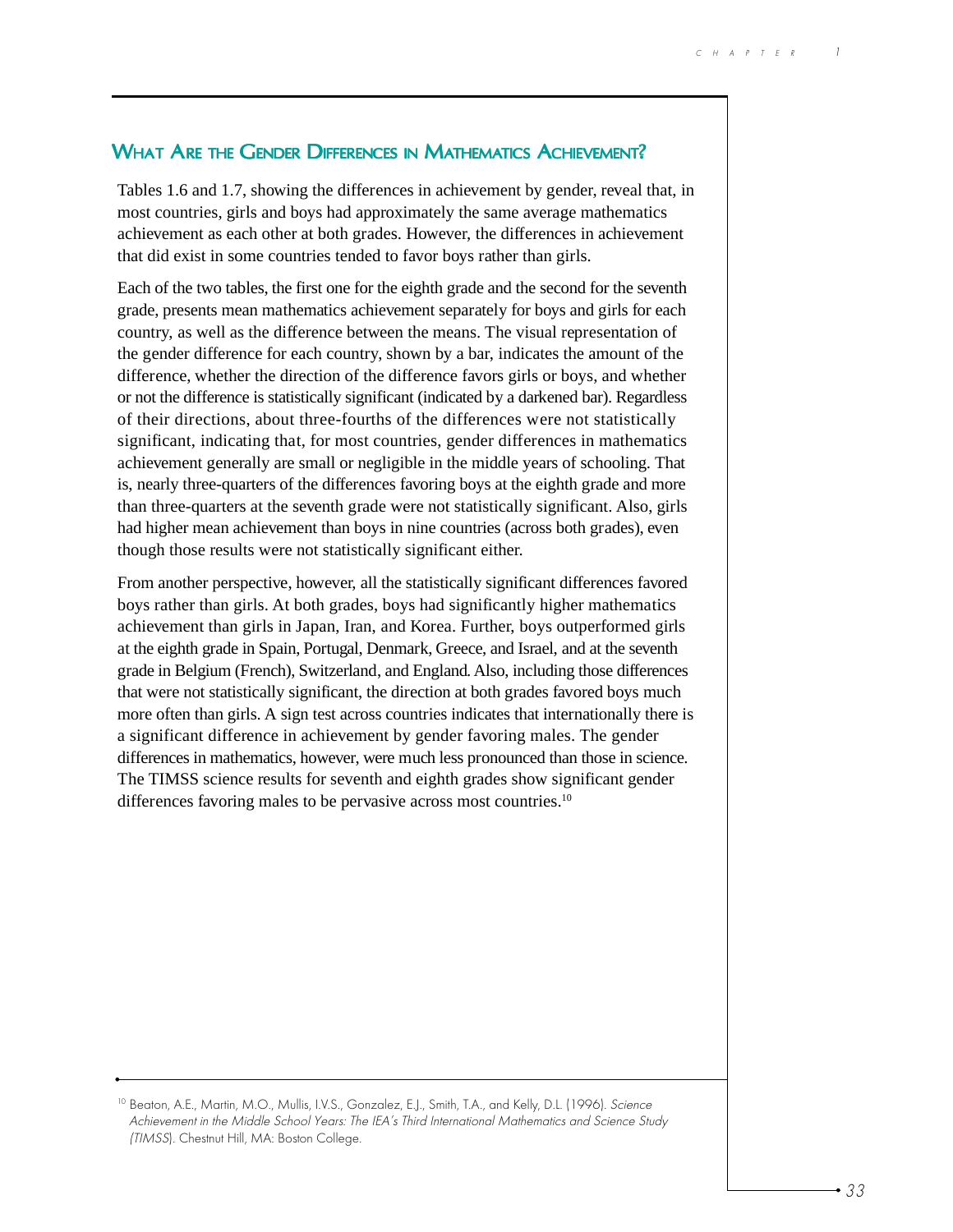## What Are the Gender Differences in Mathematics Achievement?

Tables 1.6 and 1.7, showing the differences in achievement by gender, reveal that, in most countries, girls and boys had approximately the same average mathematics achievement as each other at both grades. However, the differences in achievement that did exist in some countries tended to favor boys rather than girls.

Each of the two tables, the first one for the eighth grade and the second for the seventh grade, presents mean mathematics achievement separately for boys and girls for each country, as well as the difference between the means. The visual representation of the gender difference for each country, shown by a bar, indicates the amount of the difference, whether the direction of the difference favors girls or boys, and whether or not the difference is statistically significant (indicated by a darkened bar). Regardless of their directions, about three-fourths of the differences were not statistically significant, indicating that, for most countries, gender differences in mathematics achievement generally are small or negligible in the middle years of schooling. That is, nearly three-quarters of the differences favoring boys at the eighth grade and more than three-quarters at the seventh grade were not statistically significant. Also, girls had higher mean achievement than boys in nine countries (across both grades), even though those results were not statistically significant either.

From another perspective, however, all the statistically significant differences favored boys rather than girls. At both grades, boys had significantly higher mathematics achievement than girls in Japan, Iran, and Korea. Further, boys outperformed girls at the eighth grade in Spain, Portugal, Denmark, Greece, and Israel, and at the seventh grade in Belgium (French), Switzerland, and England. Also, including those differences that were not statistically significant, the direction at both grades favored boys much more often than girls. A sign test across countries indicates that internationally there is a significant difference in achievement by gender favoring males. The gender differences in mathematics, however, were much less pronounced than those in science. The TIMSS science results for seventh and eighth grades show significant gender differences favoring males to be pervasive across most countries.[10]

[10] Beaton, A.E., Martin, M.O., Mullis, I.V.S., Gonzalez, E.J., Smith, T.A., and Kelly, D.L. (1996). *Science Achievement in the Middle School Years: The IEA's Third International Mathematics and Science Study (TIMSS)*. Chestnut Hill, MA: Boston College.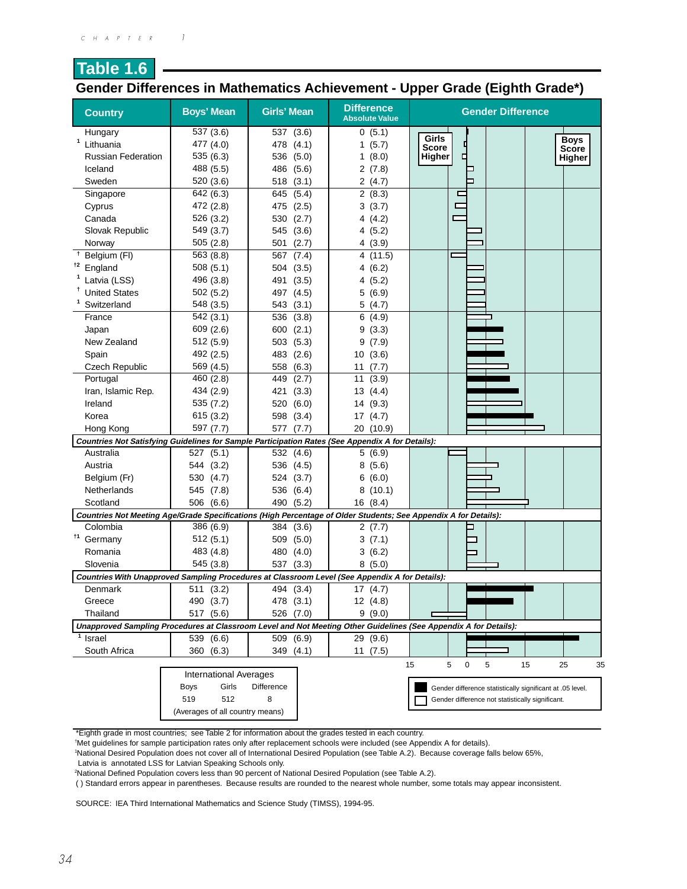## Table 1.6

### Gender Differences in Mathematics Achievement - Upper Grade (Eighth Grade*)

| Country | Boys' Mean | Girls' Mean | Difference Absolute Value | Gender Difference |
|---|---|---|---|---|
| Hungary | 537 (3.6) | 537 (3.6) | 0 (5.1) | |
| [1] Lithuania | 477 (4.0) | 478 (4.1) | 1 (5.7) | |
| Russian Federation | 535 (6.3) | 536 (5.0) | 1 (8.0) | |
| Iceland | 488 (5.5) | 486 (5.6) | 2 (7.8) | |
| Sweden | 520 (3.6) | 518 (3.1) | 2 (4.7) | |
| Singapore | 642 (6.3) | 645 (5.4) | 2 (8.3) | |
| Cyprus | 472 (2.8) | 475 (2.5) | 3 (3.7) | |
| Canada | 526 (3.2) | 530 (2.7) | 4 (4.2) | |
| Slovak Republic | 549 (3.7) | 545 (3.6) | 4 (5.2) | |
| Norway | 505 (2.8) | 501 (2.7) | 4 (3.9) | |
| † Belgium (Fl) | 563 (8.8) | 567 (7.4) | 4 (11.5) | |
| †2 England | 508 (5.1) | 504 (3.5) | 4 (6.2) | |
| [1] Latvia (LSS) | 496 (3.8) | 491 (3.5) | 4 (5.2) | |
| † United States | 502 (5.2) | 497 (4.5) | 5 (6.9) | |
| [1] Switzerland | 548 (3.5) | 543 (3.1) | 5 (4.7) | |
| France | 542 (3.1) | 536 (3.8) | 6 (4.9) | |
| Japan | 609 (2.6) | 600 (2.1) | 9 (3.3) | |
| New Zealand | 512 (5.9) | 503 (5.3) | 9 (7.9) | |
| Spain | 492 (2.5) | 483 (2.6) | 10 (3.6) | |
| Czech Republic | 569 (4.5) | 558 (6.3) | 11 (7.7) | |
| Portugal | 460 (2.8) | 449 (2.7) | 11 (3.9) | |
| Iran, Islamic Rep. | 434 (2.9) | 421 (3.3) | 13 (4.4) | |
| Ireland | 535 (7.2) | 520 (6.0) | 14 (9.3) | |
| Korea | 615 (3.2) | 598 (3.4) | 17 (4.7) | |
| Hong Kong | 597 (7.7) | 577 (7.7) | 20 (10.9) | |
| ***Countries Not Satisfying Guidelines for Sample Participation Rates (See Appendix A for Details):*** | | | | |
| Australia | 527 (5.1) | 532 (4.6) | 5 (6.9) | |
| Austria | 544 (3.2) | 536 (4.5) | 8 (5.6) | |
| Belgium (Fr) | 530 (4.7) | 524 (3.7) | 6 (6.0) | |
| Netherlands | 545 (7.8) | 536 (6.4) | 8 (10.1) | |
| Scotland | 506 (6.6) | 490 (5.2) | 16 (8.4) | |
| ***Countries Not Meeting Age/Grade Specifications (High Percentage of Older Students; See Appendix A for Details):*** | | | | |
| Colombia | 386 (6.9) | 384 (3.6) | 2 (7.7) | |
| †1 Germany | 512 (5.1) | 509 (5.0) | 3 (7.1) | |
| Romania | 483 (4.8) | 480 (4.0) | 3 (6.2) | |
| Slovenia | 545 (3.8) | 537 (3.3) | 8 (5.0) | |
| ***Countries With Unapproved Sampling Procedures at Classroom Level (See Appendix A for Details):*** | | | | |
| Denmark | 511 (3.2) | 494 (3.4) | 17 (4.7) | |
| Greece | 490 (3.7) | 478 (3.1) | 12 (4.8) | |
| Thailand | 517 (5.6) | 526 (7.0) | 9 (9.0) | |
| ***Unapproved Sampling Procedures at Classroom Level and Not Meeting Other Guidelines (See Appendix A for Details):*** | | | | |
| [1] Israel | 539 (6.6) | 509 (6.9) | 29 (9.6) | |
| South Africa | 360 (6.3) | 349 (4.1) | 11 (7.5) | |

Gender Difference axis: Girls Score Higher (15, 5) — 0 — Boys Score Higher (5, 15, 25, 35)

| International Averages | | |
|---|---|---|
| Boys | Girls | Difference |
| 519 | 512 | 8 |

(Averages of all country means)

■ Gender difference statistically significant at .05 level.
□ Gender difference not statistically significant.

*Eighth grade in most countries; see Table 2 for information about the grades tested in each country.
†Met guidelines for sample participation rates only after replacement schools were included (see Appendix A for details).
[1]National Desired Population does not cover all of International Desired Population (see Table A.2). Because coverage falls below 65%, Latvia is annotated LSS for Latvian Speaking Schools only.
[2]National Defined Population covers less than 90 percent of National Desired Population (see Table A.2).
( ) Standard errors appear in parentheses. Because results are rounded to the nearest whole number, some totals may appear inconsistent.

SOURCE: IEA Third International Mathematics and Science Study (TIMSS), 1994-95.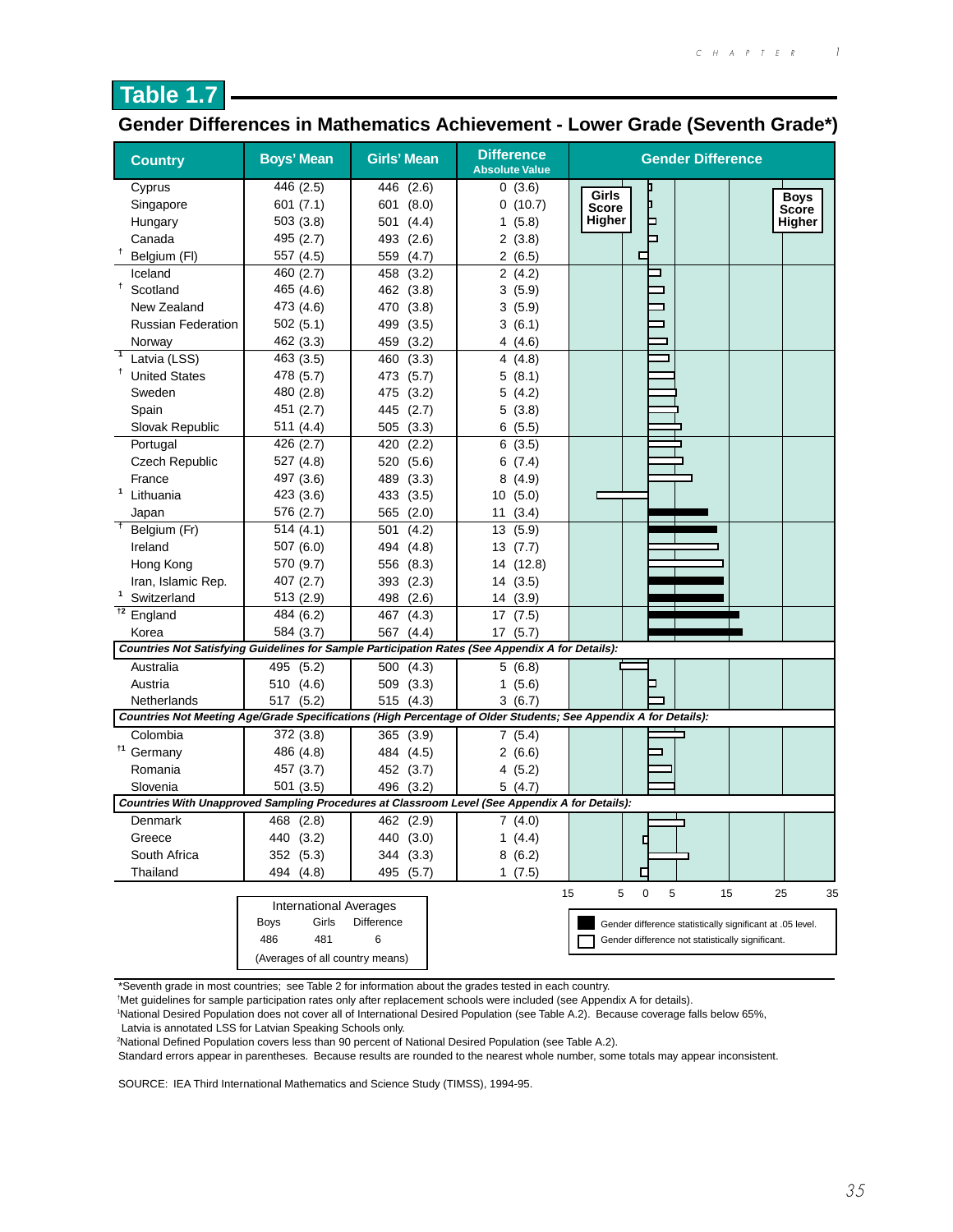## Table 1.7

### Gender Differences in Mathematics Achievement - Lower Grade (Seventh Grade*)

| Country | Boys' Mean | Girls' Mean | Difference Absolute Value | Gender Difference |
|---|---|---|---|---|
| Cyprus | 446 (2.5) | 446 (2.6) | 0 (3.6) | |
| Singapore | 601 (7.1) | 601 (8.0) | 0 (10.7) | |
| Hungary | 503 (3.8) | 501 (4.4) | 1 (5.8) | |
| Canada | 495 (2.7) | 493 (2.6) | 2 (3.8) | |
| † Belgium (Fl) | 557 (4.5) | 559 (4.7) | 2 (6.5) | |
| Iceland | 460 (2.7) | 458 (3.2) | 2 (4.2) | |
| † Scotland | 465 (4.6) | 462 (3.8) | 3 (5.9) | |
| New Zealand | 473 (4.6) | 470 (3.8) | 3 (5.9) | |
| Russian Federation | 502 (5.1) | 499 (3.5) | 3 (6.1) | |
| Norway | 462 (3.3) | 459 (3.2) | 4 (4.6) | |
| 1 Latvia (LSS) | 463 (3.5) | 460 (3.3) | 4 (4.8) | |
| † United States | 478 (5.7) | 473 (5.7) | 5 (8.1) | |
| Sweden | 480 (2.8) | 475 (3.2) | 5 (4.2) | |
| Spain | 451 (2.7) | 445 (2.7) | 5 (3.8) | |
| Slovak Republic | 511 (4.4) | 505 (3.3) | 6 (5.5) | |
| Portugal | 426 (2.7) | 420 (2.2) | 6 (3.5) | |
| Czech Republic | 527 (4.8) | 520 (5.6) | 6 (7.4) | |
| France | 497 (3.6) | 489 (3.3) | 8 (4.9) | |
| 1 Lithuania | 423 (3.6) | 433 (3.5) | 10 (5.0) | |
| Japan | 576 (2.7) | 565 (2.0) | 11 (3.4) | |
| † Belgium (Fr) | 514 (4.1) | 501 (4.2) | 13 (5.9) | |
| Ireland | 507 (6.0) | 494 (4.8) | 13 (7.7) | |
| Hong Kong | 570 (9.7) | 556 (8.3) | 14 (12.8) | |
| Iran, Islamic Rep. | 407 (2.7) | 393 (2.3) | 14 (3.5) | |
| 1 Switzerland | 513 (2.9) | 498 (2.6) | 14 (3.9) | |
| †2 England | 484 (6.2) | 467 (4.3) | 17 (7.5) | |
| Korea | 584 (3.7) | 567 (4.4) | 17 (5.7) | |
| ***Countries Not Satisfying Guidelines for Sample Participation Rates (See Appendix A for Details):*** | | | | |
| Australia | 495 (5.2) | 500 (4.3) | 5 (6.8) | |
| Austria | 510 (4.6) | 509 (3.3) | 1 (5.6) | |
| Netherlands | 517 (5.2) | 515 (4.3) | 3 (6.7) | |
| ***Countries Not Meeting Age/Grade Specifications (High Percentage of Older Students; See Appendix A for Details):*** | | | | |
| Colombia | 372 (3.8) | 365 (3.9) | 7 (5.4) | |
| †1 Germany | 486 (4.8) | 484 (4.5) | 2 (6.6) | |
| Romania | 457 (3.7) | 452 (3.7) | 4 (5.2) | |
| Slovenia | 501 (3.5) | 496 (3.2) | 5 (4.7) | |
| ***Countries With Unapproved Sampling Procedures at Classroom Level (See Appendix A for Details):*** | | | | |
| Denmark | 468 (2.8) | 462 (2.9) | 7 (4.0) | |
| Greece | 440 (3.2) | 440 (3.0) | 1 (4.4) | |
| South Africa | 352 (5.3) | 344 (3.3) | 8 (6.2) | |
| Thailand | 494 (4.8) | 495 (5.7) | 1 (7.5) | |

Gender Difference chart labels: Girls Score Higher / Boys Score Higher; scale: 15, 5, 0, 5, 15, 25, 35

| International Averages | | |
|---|---|---|
| Boys | Girls | Difference |
| 486 | 481 | 6 |

(Averages of all country means)

■ Gender difference statistically significant at .05 level.
□ Gender difference not statistically significant.

*Seventh grade in most countries; see Table 2 for information about the grades tested in each country.
†Met guidelines for sample participation rates only after replacement schools were included (see Appendix A for details).
1National Desired Population does not cover all of International Desired Population (see Table A.2). Because coverage falls below 65%, Latvia is annotated LSS for Latvian Speaking Schools only.
2National Defined Population covers less than 90 percent of National Desired Population (see Table A.2).
Standard errors appear in parentheses. Because results are rounded to the nearest whole number, some totals may appear inconsistent.

SOURCE: IEA Third International Mathematics and Science Study (TIMSS), 1994-95.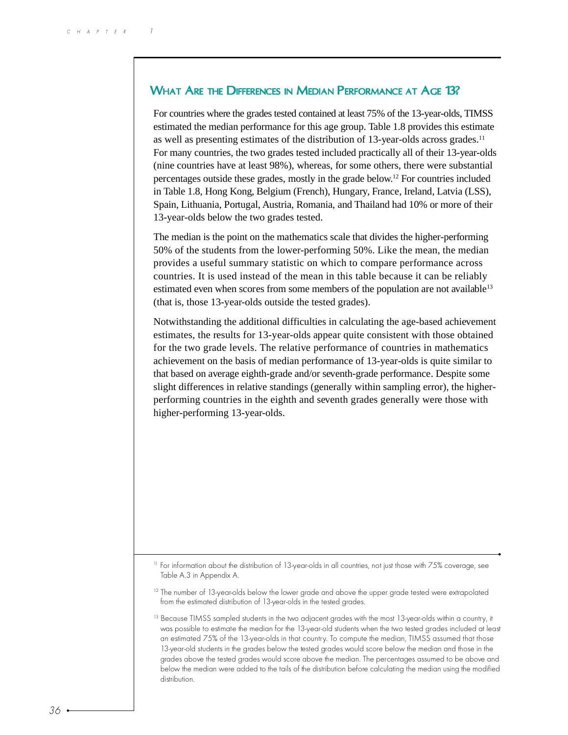## What Are the Differences in Median Performance at Age 13?

For countries where the grades tested contained at least 75% of the 13-year-olds, TIMSS estimated the median performance for this age group. Table 1.8 provides this estimate as well as presenting estimates of the distribution of 13-year-olds across grades.[11] For many countries, the two grades tested included practically all of their 13-year-olds (nine countries have at least 98%), whereas, for some others, there were substantial percentages outside these grades, mostly in the grade below.[12] For countries included in Table 1.8, Hong Kong, Belgium (French), Hungary, France, Ireland, Latvia (LSS), Spain, Lithuania, Portugal, Austria, Romania, and Thailand had 10% or more of their 13-year-olds below the two grades tested.

The median is the point on the mathematics scale that divides the higher-performing 50% of the students from the lower-performing 50%. Like the mean, the median provides a useful summary statistic on which to compare performance across countries. It is used instead of the mean in this table because it can be reliably estimated even when scores from some members of the population are not available[13] (that is, those 13-year-olds outside the tested grades).

Notwithstanding the additional difficulties in calculating the age-based achievement estimates, the results for 13-year-olds appear quite consistent with those obtained for the two grade levels. The relative performance of countries in mathematics achievement on the basis of median performance of 13-year-olds is quite similar to that based on average eighth-grade and/or seventh-grade performance. Despite some slight differences in relative standings (generally within sampling error), the higher-performing countries in the eighth and seventh grades generally were those with higher-performing 13-year-olds.

---

[11] For information about the distribution of 13-year-olds in all countries, not just those with 75% coverage, see Table A.3 in Appendix A.

[12] The number of 13-year-olds below the lower grade and above the upper grade tested were extrapolated from the estimated distribution of 13-year-olds in the tested grades.

[13] Because TIMSS sampled students in the two adjacent grades with the most 13-year-olds within a country, it was possible to estimate the median for the 13-year-old students when the two tested grades included at least an estimated 75% of the 13-year-olds in that country. To compute the median, TIMSS assumed that those 13-year-old students in the grades below the tested grades would score below the median and those in the grades above the tested grades would score above the median. The percentages assumed to be above and below the median were added to the tails of the distribution before calculating the median using the modified distribution.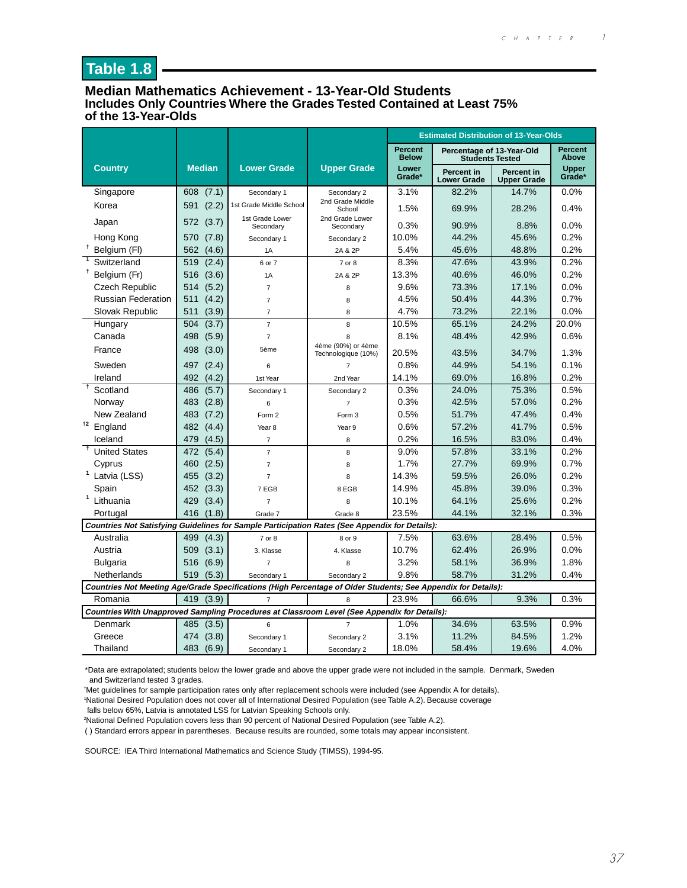## Table 1.8

### Median Mathematics Achievement - 13-Year-Old Students
**Includes Only Countries Where the Grades Tested Contained at Least 75% of the 13-Year-Olds**

| Country | Median | Lower Grade | Upper Grade | Estimated Distribution of 13-Year-Olds | | | |
|---|---|---|---|---|---|---|---|
| | | | | Percent Below Lower Grade* | Percentage of 13-Year-Old Students Tested: Percent in Lower Grade | Percentage of 13-Year-Old Students Tested: Percent in Upper Grade | Percent Above Upper Grade* |
| Singapore | 608 (7.1) | Secondary 1 | Secondary 2 | 3.1% | 82.2% | 14.7% | 0.0% |
| Korea | 591 (2.2) | 1st Grade Middle School | 2nd Grade Middle School | 1.5% | 69.9% | 28.2% | 0.4% |
| Japan | 572 (3.7) | 1st Grade Lower Secondary | 2nd Grade Lower Secondary | 0.3% | 90.9% | 8.8% | 0.0% |
| Hong Kong | 570 (7.8) | Secondary 1 | Secondary 2 | 10.0% | 44.2% | 45.6% | 0.2% |
| † Belgium (Fl) | 562 (4.6) | 1A | 2A & 2P | 5.4% | 45.6% | 48.8% | 0.2% |
| 1 Switzerland | 519 (2.4) | 6 or 7 | 7 or 8 | 8.3% | 47.6% | 43.9% | 0.2% |
| † Belgium (Fr) | 516 (3.6) | 1A | 2A & 2P | 13.3% | 40.6% | 46.0% | 0.2% |
| Czech Republic | 514 (5.2) | 7 | 8 | 9.6% | 73.3% | 17.1% | 0.0% |
| Russian Federation | 511 (4.2) | 7 | 8 | 4.5% | 50.4% | 44.3% | 0.7% |
| Slovak Republic | 511 (3.9) | 7 | 8 | 4.7% | 73.2% | 22.1% | 0.0% |
| Hungary | 504 (3.7) | 7 | 8 | 10.5% | 65.1% | 24.2% | 20.0% |
| Canada | 498 (5.9) | 7 | 8 | 8.1% | 48.4% | 42.9% | 0.6% |
| France | 498 (3.0) | 5ème | 4ème (90%) or 4ème Technologique (10%) | 20.5% | 43.5% | 34.7% | 1.3% |
| Sweden | 497 (2.4) | 6 | 7 | 0.8% | 44.9% | 54.1% | 0.1% |
| Ireland | 492 (4.2) | 1st Year | 2nd Year | 14.1% | 69.0% | 16.8% | 0.2% |
| † Scotland | 486 (5.7) | Secondary 1 | Secondary 2 | 0.3% | 24.0% | 75.3% | 0.5% |
| Norway | 483 (2.8) | 6 | 7 | 0.3% | 42.5% | 57.0% | 0.2% |
| New Zealand | 483 (7.2) | Form 2 | Form 3 | 0.5% | 51.7% | 47.4% | 0.4% |
| †2 England | 482 (4.4) | Year 8 | Year 9 | 0.6% | 57.2% | 41.7% | 0.5% |
| Iceland | 479 (4.5) | 7 | 8 | 0.2% | 16.5% | 83.0% | 0.4% |
| † United States | 472 (5.4) | 7 | 8 | 9.0% | 57.8% | 33.1% | 0.2% |
| Cyprus | 460 (2.5) | 7 | 8 | 1.7% | 27.7% | 69.9% | 0.7% |
| 1 Latvia (LSS) | 455 (3.2) | 7 | 8 | 14.3% | 59.5% | 26.0% | 0.2% |
| Spain | 452 (3.3) | 7 EGB | 8 EGB | 14.9% | 45.8% | 39.0% | 0.3% |
| 1 Lithuania | 429 (3.4) | 7 | 8 | 10.1% | 64.1% | 25.6% | 0.2% |
| Portugal | 416 (1.8) | Grade 7 | Grade 8 | 23.5% | 44.1% | 32.1% | 0.3% |
| ***Countries Not Satisfying Guidelines for Sample Participation Rates (See Appendix for Details):*** | | | | | | | |
| Australia | 499 (4.3) | 7 or 8 | 8 or 9 | 7.5% | 63.6% | 28.4% | 0.5% |
| Austria | 509 (3.1) | 3. Klasse | 4. Klasse | 10.7% | 62.4% | 26.9% | 0.0% |
| Bulgaria | 516 (6.9) | 7 | 8 | 3.2% | 58.1% | 36.9% | 1.8% |
| Netherlands | 519 (5.3) | Secondary 1 | Secondary 2 | 9.8% | 58.7% | 31.2% | 0.4% |
| ***Countries Not Meeting Age/Grade Specifications (High Percentage of Older Students; See Appendix for Details):*** | | | | | | | |
| Romania | 419 (3.9) | 7 | 8 | 23.9% | 66.6% | 9.3% | 0.3% |
| ***Countries With Unapproved Sampling Procedures at Classroom Level (See Appendix for Details):*** | | | | | | | |
| Denmark | 485 (3.5) | 6 | 7 | 1.0% | 34.6% | 63.5% | 0.9% |
| Greece | 474 (3.8) | Secondary 1 | Secondary 2 | 3.1% | 11.2% | 84.5% | 1.2% |
| Thailand | 483 (6.9) | Secondary 1 | Secondary 2 | 18.0% | 58.4% | 19.6% | 4.0% |

*Data are extrapolated; students below the lower grade and above the upper grade were not included in the sample. Denmark, Sweden and Switzerland tested 3 grades.

†Met guidelines for sample participation rates only after replacement schools were included (see Appendix A for details).

¹National Desired Population does not cover all of International Desired Population (see Table A.2). Because coverage falls below 65%, Latvia is annotated LSS for Latvian Speaking Schools only.

²National Defined Population covers less than 90 percent of National Desired Population (see Table A.2).

( ) Standard errors appear in parentheses. Because results are rounded, some totals may appear inconsistent.

SOURCE: IEA Third International Mathematics and Science Study (TIMSS), 1994-95.